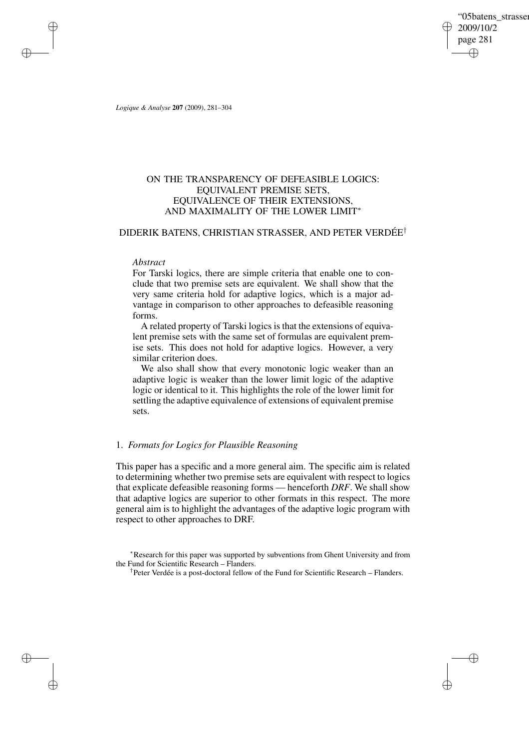# ON THE TRANSPARENCY OF DEFEASIBLE LOGICS: EQUIVALENT PREMISE SETS, EQUIVALENCE OF THEIR EXTENSIONS, AND MAXIMALITY OF THE LOWER LIMIT[*]

DIDERIK BATENS, CHRISTIAN STRASSER, AND PETER VERDÉE[†]

*Abstract*

For Tarski logics, there are simple criteria that enable one to conclude that two premise sets are equivalent. We shall show that the very same criteria hold for adaptive logics, which is a major advantage in comparison to other approaches to defeasible reasoning forms.

A related property of Tarski logics is that the extensions of equivalent premise sets with the same set of formulas are equivalent premise sets. This does not hold for adaptive logics. However, a very similar criterion does.

We also shall show that every monotonic logic weaker than an adaptive logic is weaker than the lower limit logic of the adaptive logic or identical to it. This highlights the role of the lower limit for settling the adaptive equivalence of extensions of equivalent premise sets.

## 1. *Formats for Logics for Plausible Reasoning*

This paper has a specific and a more general aim. The specific aim is related to determining whether two premise sets are equivalent with respect to logics that explicate defeasible reasoning forms — henceforth *DRF*. We shall show that adaptive logics are superior to other formats in this respect. The more general aim is to highlight the advantages of the adaptive logic program with respect to other approaches to DRF.

[*] Research for this paper was supported by subventions from Ghent University and from the Fund for Scientific Research – Flanders.

[†] Peter Verdée is a post-doctoral fellow of the Fund for Scientific Research – Flanders.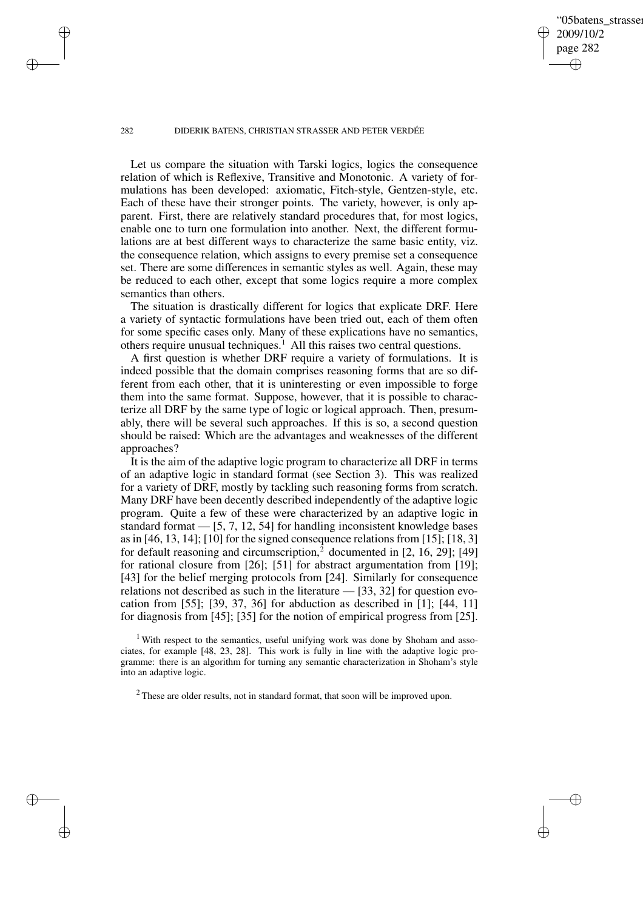Let us compare the situation with Tarski logics, logics the consequence relation of which is Reflexive, Transitive and Monotonic. A variety of formulations has been developed: axiomatic, Fitch-style, Gentzen-style, etc. Each of these have their stronger points. The variety, however, is only apparent. First, there are relatively standard procedures that, for most logics, enable one to turn one formulation into another. Next, the different formulations are at best different ways to characterize the same basic entity, viz. the consequence relation, which assigns to every premise set a consequence set. There are some differences in semantic styles as well. Again, these may be reduced to each other, except that some logics require a more complex semantics than others.

The situation is drastically different for logics that explicate DRF. Here a variety of syntactic formulations have been tried out, each of them often for some specific cases only. Many of these explications have no semantics, others require unusual techniques.[1] All this raises two central questions.

A first question is whether DRF require a variety of formulations. It is indeed possible that the domain comprises reasoning forms that are so different from each other, that it is uninteresting or even impossible to forge them into the same format. Suppose, however, that it is possible to characterize all DRF by the same type of logic or logical approach. Then, presumably, there will be several such approaches. If this is so, a second question should be raised: Which are the advantages and weaknesses of the different approaches?

It is the aim of the adaptive logic program to characterize all DRF in terms of an adaptive logic in standard format (see Section 3). This was realized for a variety of DRF, mostly by tackling such reasoning forms from scratch. Many DRF have been decently described independently of the adaptive logic program. Quite a few of these were characterized by an adaptive logic in standard format — [5, 7, 12, 54] for handling inconsistent knowledge bases as in [46, 13, 14]; [10] for the signed consequence relations from [15]; [18, 3] for default reasoning and circumscription,[2] documented in [2, 16, 29]; [49] for rational closure from [26]; [51] for abstract argumentation from [19]; [43] for the belief merging protocols from [24]. Similarly for consequence relations not described as such in the literature — [33, 32] for question evocation from [55]; [39, 37, 36] for abduction as described in [1]; [44, 11] for diagnosis from [45]; [35] for the notion of empirical progress from [25].

[1] With respect to the semantics, useful unifying work was done by Shoham and associates, for example [48, 23, 28]. This work is fully in line with the adaptive logic programme: there is an algorithm for turning any semantic characterization in Shoham's style into an adaptive logic.

[2] These are older results, not in standard format, that soon will be improved upon.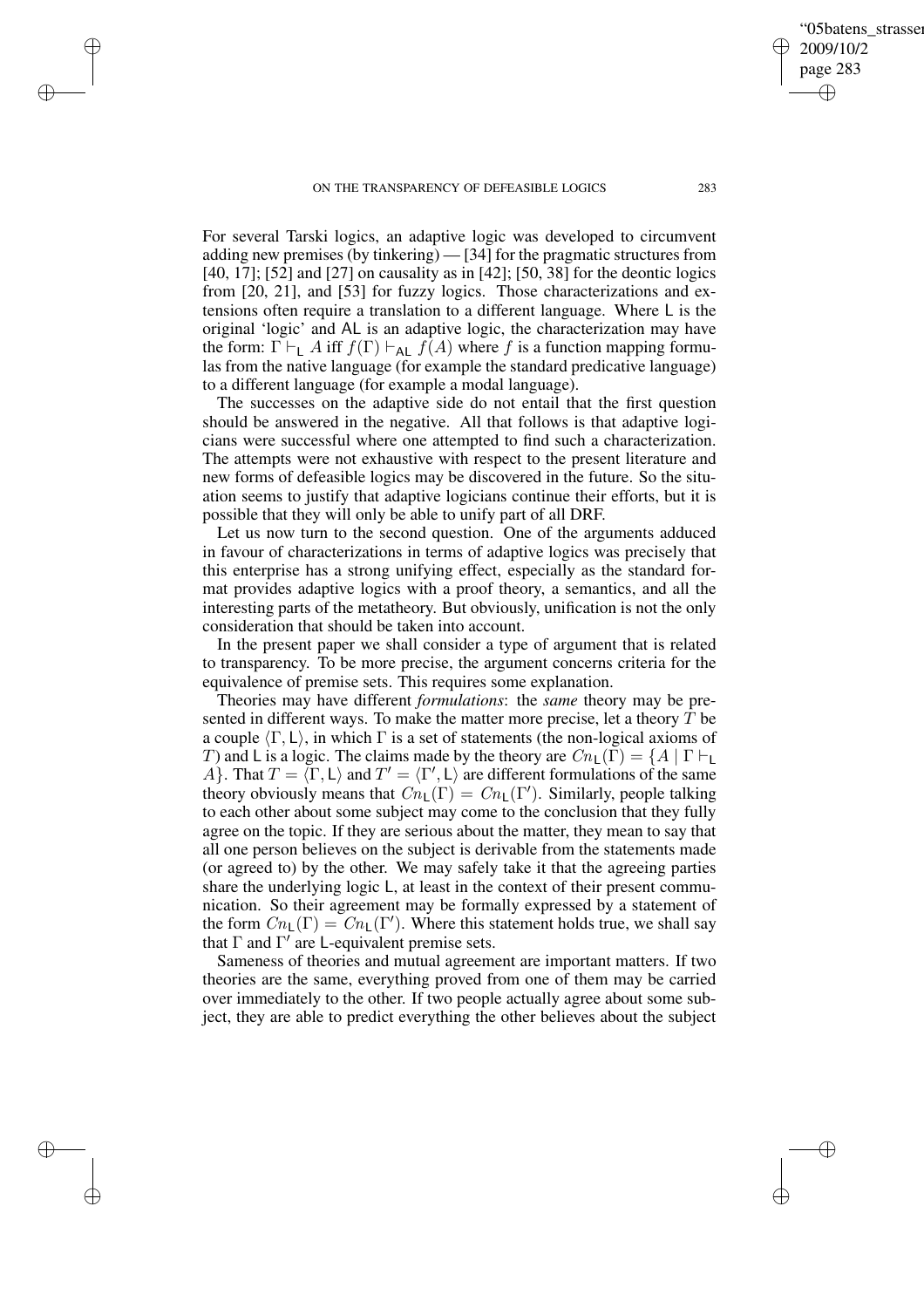For several Tarski logics, an adaptive logic was developed to circumvent adding new premises (by tinkering) — [34] for the pragmatic structures from [40, 17]; [52] and [27] on causality as in [42]; [50, 38] for the deontic logics from [20, 21], and [53] for fuzzy logics. Those characterizations and extensions often require a translation to a different language. Where $\mathsf{L}$ is the original 'logic' and $\mathsf{AL}$ is an adaptive logic, the characterization may have the form: $\Gamma \vdash_{\mathsf{L}} A$ iff $f(\Gamma) \vdash_{\mathsf{AL}} f(A)$ where $f$ is a function mapping formulas from the native language (for example the standard predicative language) to a different language (for example a modal language).

The successes on the adaptive side do not entail that the first question should be answered in the negative. All that follows is that adaptive logicians were successful where one attempted to find such a characterization. The attempts were not exhaustive with respect to the present literature and new forms of defeasible logics may be discovered in the future. So the situation seems to justify that adaptive logicians continue their efforts, but it is possible that they will only be able to unify part of all DRF.

Let us now turn to the second question. One of the arguments adduced in favour of characterizations in terms of adaptive logics was precisely that this enterprise has a strong unifying effect, especially as the standard format provides adaptive logics with a proof theory, a semantics, and all the interesting parts of the metatheory. But obviously, unification is not the only consideration that should be taken into account.

In the present paper we shall consider a type of argument that is related to transparency. To be more precise, the argument concerns criteria for the equivalence of premise sets. This requires some explanation.

Theories may have different *formulations*: the *same* theory may be presented in different ways. To make the matter more precise, let a theory $T$ be a couple $\langle \Gamma, \mathsf{L} \rangle$, in which $\Gamma$ is a set of statements (the non-logical axioms of $T$) and $\mathsf{L}$ is a logic. The claims made by the theory are $Cn_{\mathsf{L}}(\Gamma) = \{A \mid \Gamma \vdash_{\mathsf{L}} A\}$. That $T = \langle \Gamma, \mathsf{L} \rangle$ and $T' = \langle \Gamma', \mathsf{L} \rangle$ are different formulations of the same theory obviously means that $Cn_{\mathsf{L}}(\Gamma) = Cn_{\mathsf{L}}(\Gamma')$. Similarly, people talking to each other about some subject may come to the conclusion that they fully agree on the topic. If they are serious about the matter, they mean to say that all one person believes on the subject is derivable from the statements made (or agreed to) by the other. We may safely take it that the agreeing parties share the underlying logic $\mathsf{L}$, at least in the context of their present communication. So their agreement may be formally expressed by a statement of the form $Cn_{\mathsf{L}}(\Gamma) = Cn_{\mathsf{L}}(\Gamma')$. Where this statement holds true, we shall say that $\Gamma$ and $\Gamma'$ are $\mathsf{L}$-equivalent premise sets.

Sameness of theories and mutual agreement are important matters. If two theories are the same, everything proved from one of them may be carried over immediately to the other. If two people actually agree about some subject, they are able to predict everything the other believes about the subject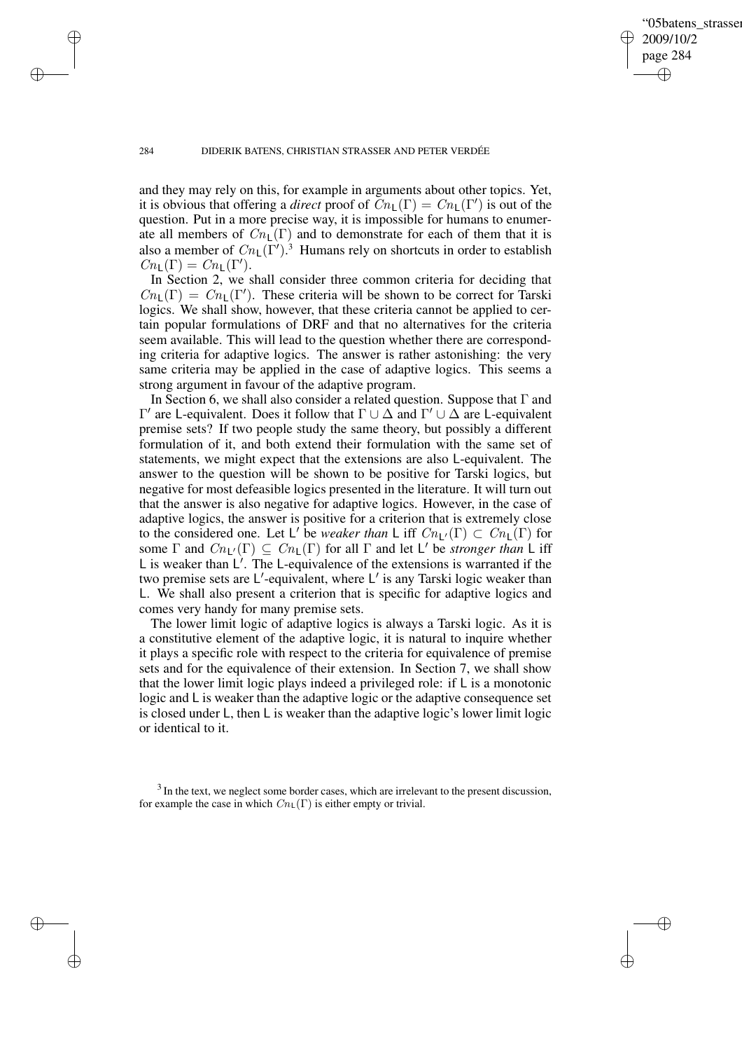and they may rely on this, for example in arguments about other topics. Yet, it is obvious that offering a *direct* proof of $Cn_{\mathsf{L}}(\Gamma) = Cn_{\mathsf{L}}(\Gamma')$ is out of the question. Put in a more precise way, it is impossible for humans to enumerate all members of $Cn_{\mathsf{L}}(\Gamma)$ and to demonstrate for each of them that it is also a member of $Cn_{\mathsf{L}}(\Gamma')$.[3] Humans rely on shortcuts in order to establish $Cn_{\mathsf{L}}(\Gamma) = Cn_{\mathsf{L}}(\Gamma')$.

In Section 2, we shall consider three common criteria for deciding that $Cn_{\mathsf{L}}(\Gamma) = Cn_{\mathsf{L}}(\Gamma')$. These criteria will be shown to be correct for Tarski logics. We shall show, however, that these criteria cannot be applied to certain popular formulations of DRF and that no alternatives for the criteria seem available. This will lead to the question whether there are corresponding criteria for adaptive logics. The answer is rather astonishing: the very same criteria may be applied in the case of adaptive logics. This seems a strong argument in favour of the adaptive program.

In Section 6, we shall also consider a related question. Suppose that $\Gamma$ and $\Gamma'$ are $\mathsf{L}$-equivalent. Does it follow that $\Gamma \cup \Delta$ and $\Gamma' \cup \Delta$ are $\mathsf{L}$-equivalent premise sets? If two people study the same theory, but possibly a different formulation of it, and both extend their formulation with the same set of statements, we might expect that the extensions are also $\mathsf{L}$-equivalent. The answer to the question will be shown to be positive for Tarski logics, but negative for most defeasible logics presented in the literature. It will turn out that the answer is also negative for adaptive logics. However, in the case of adaptive logics, the answer is positive for a criterion that is extremely close to the considered one. Let $\mathsf{L}'$ be *weaker than* $\mathsf{L}$ iff $Cn_{\mathsf{L}'}(\Gamma) \subset Cn_{\mathsf{L}}(\Gamma)$ for some $\Gamma$ and $Cn_{\mathsf{L}'}(\Gamma) \subseteq Cn_{\mathsf{L}}(\Gamma)$ for all $\Gamma$ and let $\mathsf{L}'$ be *stronger than* $\mathsf{L}$ iff $\mathsf{L}$ is weaker than $\mathsf{L}'$. The $\mathsf{L}$-equivalence of the extensions is warranted if the two premise sets are $\mathsf{L}'$-equivalent, where $\mathsf{L}'$ is any Tarski logic weaker than $\mathsf{L}$. We shall also present a criterion that is specific for adaptive logics and comes very handy for many premise sets.

The lower limit logic of adaptive logics is always a Tarski logic. As it is a constitutive element of the adaptive logic, it is natural to inquire whether it plays a specific role with respect to the criteria for equivalence of premise sets and for the equivalence of their extension. In Section 7, we shall show that the lower limit logic plays indeed a privileged role: if $\mathsf{L}$ is a monotonic logic and $\mathsf{L}$ is weaker than the adaptive logic or the adaptive consequence set is closed under $\mathsf{L}$, then $\mathsf{L}$ is weaker than the adaptive logic's lower limit logic or identical to it.

[3] In the text, we neglect some border cases, which are irrelevant to the present discussion, for example the case in which $Cn_{\mathsf{L}}(\Gamma)$ is either empty or trivial.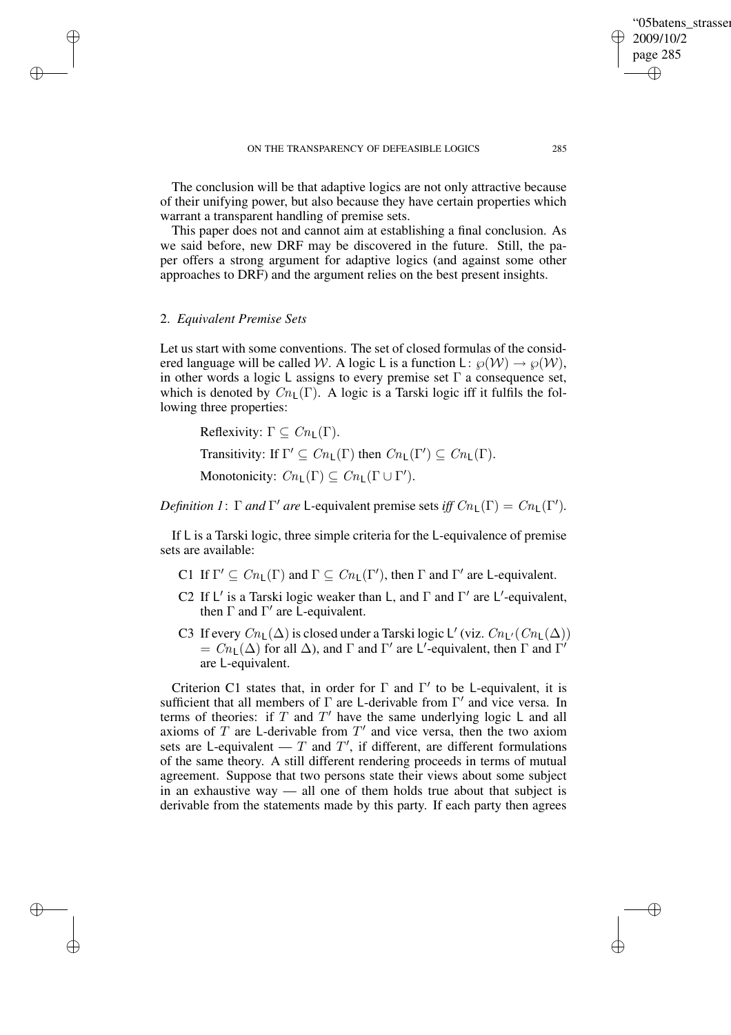The conclusion will be that adaptive logics are not only attractive because of their unifying power, but also because they have certain properties which warrant a transparent handling of premise sets.

This paper does not and cannot aim at establishing a final conclusion. As we said before, new DRF may be discovered in the future. Still, the paper offers a strong argument for adaptive logics (and against some other approaches to DRF) and the argument relies on the best present insights.

## 2. *Equivalent Premise Sets*

Let us start with some conventions. The set of closed formulas of the considered language will be called $\mathcal{W}$. A logic $\mathsf{L}$ is a function $\mathsf{L}\colon \wp(\mathcal{W}) \to \wp(\mathcal{W})$, in other words a logic $\mathsf{L}$ assigns to every premise set $\Gamma$ a consequence set, which is denoted by $Cn_{\mathsf{L}}(\Gamma)$. A logic is a Tarski logic iff it fulfils the following three properties:

> Reflexivity: $\Gamma \subseteq Cn_{\mathsf{L}}(\Gamma)$.
>
> Transitivity: If $\Gamma' \subseteq Cn_{\mathsf{L}}(\Gamma)$ then $Cn_{\mathsf{L}}(\Gamma') \subseteq Cn_{\mathsf{L}}(\Gamma)$.
>
> Monotonicity: $Cn_{\mathsf{L}}(\Gamma) \subseteq Cn_{\mathsf{L}}(\Gamma \cup \Gamma')$.

*Definition 1*: $\Gamma$ *and* $\Gamma'$ *are* $\mathsf{L}$-equivalent premise sets *iff* $Cn_{\mathsf{L}}(\Gamma) = Cn_{\mathsf{L}}(\Gamma')$.

If $\mathsf{L}$ is a Tarski logic, three simple criteria for the $\mathsf{L}$-equivalence of premise sets are available:

- C1 If $\Gamma' \subseteq Cn_{\mathsf{L}}(\Gamma)$ and $\Gamma \subseteq Cn_{\mathsf{L}}(\Gamma')$, then $\Gamma$ and $\Gamma'$ are $\mathsf{L}$-equivalent.
- C2 If $\mathsf{L}'$ is a Tarski logic weaker than $\mathsf{L}$, and $\Gamma$ and $\Gamma'$ are $\mathsf{L}'$-equivalent, then $\Gamma$ and $\Gamma'$ are $\mathsf{L}$-equivalent.
- C3 If every $Cn_{\mathsf{L}}(\Delta)$ is closed under a Tarski logic $\mathsf{L}'$ (viz. $Cn_{\mathsf{L}'}(Cn_{\mathsf{L}}(\Delta)) = Cn_{\mathsf{L}}(\Delta)$ for all $\Delta$), and $\Gamma$ and $\Gamma'$ are $\mathsf{L}'$-equivalent, then $\Gamma$ and $\Gamma'$ are $\mathsf{L}$-equivalent.

Criterion C1 states that, in order for $\Gamma$ and $\Gamma'$ to be $\mathsf{L}$-equivalent, it is sufficient that all members of $\Gamma$ are $\mathsf{L}$-derivable from $\Gamma'$ and vice versa. In terms of theories: if $T$ and $T'$ have the same underlying logic $\mathsf{L}$ and all axioms of $T$ are $\mathsf{L}$-derivable from $T'$ and vice versa, then the two axiom sets are $\mathsf{L}$-equivalent — $T$ and $T'$, if different, are different formulations of the same theory. A still different rendering proceeds in terms of mutual agreement. Suppose that two persons state their views about some subject in an exhaustive way — all one of them holds true about that subject is derivable from the statements made by this party. If each party then agrees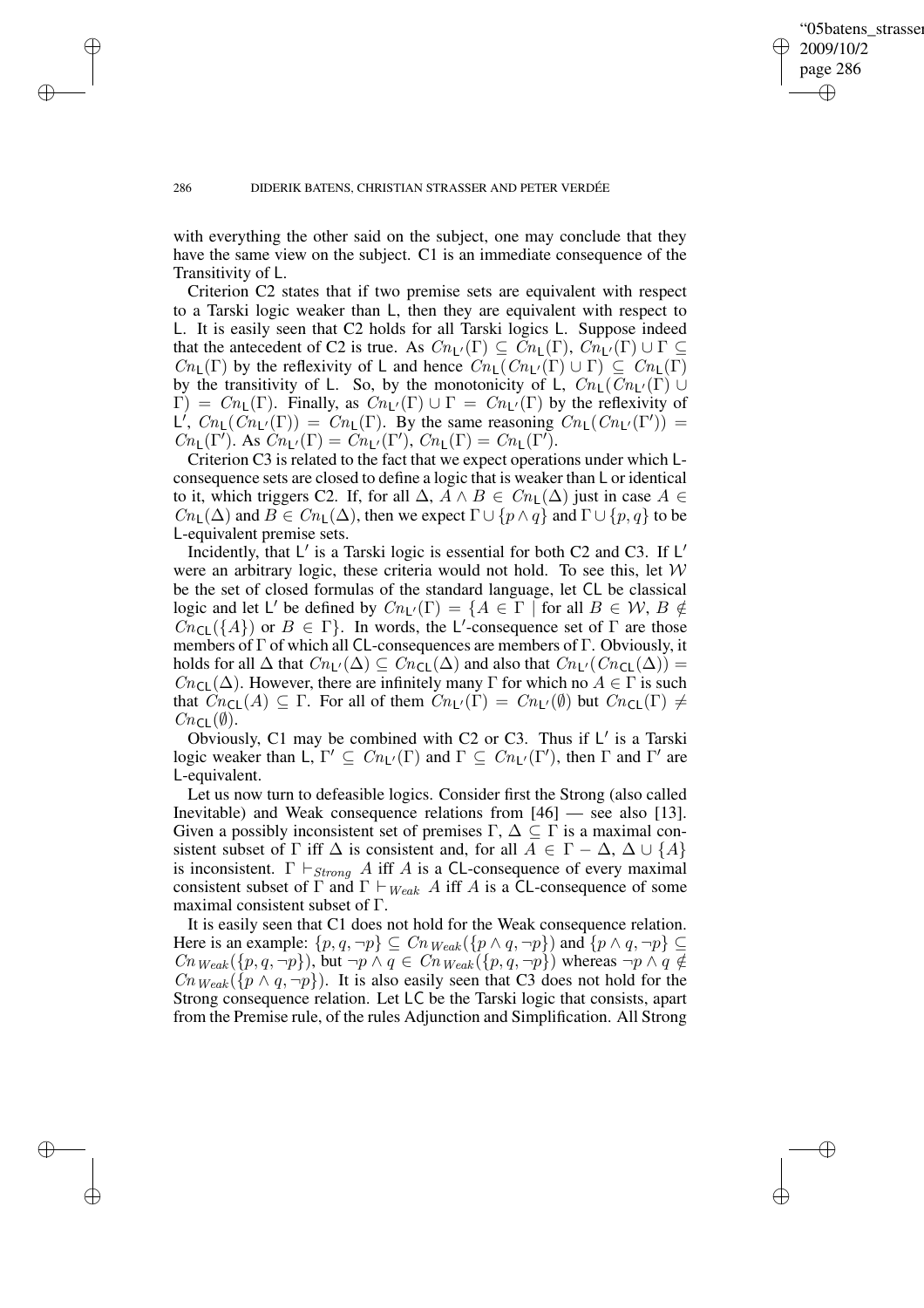with everything the other said on the subject, one may conclude that they have the same view on the subject. C1 is an immediate consequence of the Transitivity of $\mathsf{L}$.

Criterion C2 states that if two premise sets are equivalent with respect to a Tarski logic weaker than $\mathsf{L}$, then they are equivalent with respect to $\mathsf{L}$. It is easily seen that C2 holds for all Tarski logics $\mathsf{L}$. Suppose indeed that the antecedent of C2 is true. As $Cn_{\mathsf{L}'}(\Gamma) \subseteq Cn_{\mathsf{L}}(\Gamma)$, $Cn_{\mathsf{L}'}(\Gamma) \cup \Gamma \subseteq Cn_{\mathsf{L}}(\Gamma)$ by the reflexivity of $\mathsf{L}$ and hence $Cn_{\mathsf{L}}(Cn_{\mathsf{L}'}(\Gamma) \cup \Gamma) \subseteq Cn_{\mathsf{L}}(\Gamma)$ by the transitivity of $\mathsf{L}$. So, by the monotonicity of $\mathsf{L}$, $Cn_{\mathsf{L}}(Cn_{\mathsf{L}'}(\Gamma) \cup \Gamma) = Cn_{\mathsf{L}}(\Gamma)$. Finally, as $Cn_{\mathsf{L}'}(\Gamma) \cup \Gamma = Cn_{\mathsf{L}'}(\Gamma)$ by the reflexivity of $\mathsf{L}'$, $Cn_{\mathsf{L}}(Cn_{\mathsf{L}'}(\Gamma)) = Cn_{\mathsf{L}}(\Gamma)$. By the same reasoning $Cn_{\mathsf{L}}(Cn_{\mathsf{L}'}(\Gamma')) = Cn_{\mathsf{L}}(\Gamma')$. As $Cn_{\mathsf{L}'}(\Gamma) = Cn_{\mathsf{L}'}(\Gamma')$, $Cn_{\mathsf{L}}(\Gamma) = Cn_{\mathsf{L}}(\Gamma')$.

Criterion C3 is related to the fact that we expect operations under which $\mathsf{L}$-consequence sets are closed to define a logic that is weaker than $\mathsf{L}$ or identical to it, which triggers C2. If, for all $\Delta$, $A \wedge B \in Cn_{\mathsf{L}}(\Delta)$ just in case $A \in Cn_{\mathsf{L}}(\Delta)$ and $B \in Cn_{\mathsf{L}}(\Delta)$, then we expect $\Gamma \cup \{p \wedge q\}$ and $\Gamma \cup \{p, q\}$ to be $\mathsf{L}$-equivalent premise sets.

Incidently, that $\mathsf{L}'$ is a Tarski logic is essential for both C2 and C3. If $\mathsf{L}'$ were an arbitrary logic, these criteria would not hold. To see this, let $\mathcal{W}$ be the set of closed formulas of the standard language, let $\mathsf{CL}$ be classical logic and let $\mathsf{L}'$ be defined by $Cn_{\mathsf{L}'}(\Gamma) = \{A \in \Gamma \mid \text{for all } B \in \mathcal{W}, B \notin Cn_{\mathsf{CL}}(\{A\}) \text{ or } B \in \Gamma\}$. In words, the $\mathsf{L}'$-consequence set of $\Gamma$ are those members of $\Gamma$ of which all $\mathsf{CL}$-consequences are members of $\Gamma$. Obviously, it holds for all $\Delta$ that $Cn_{\mathsf{L}'}(\Delta) \subseteq Cn_{\mathsf{CL}}(\Delta)$ and also that $Cn_{\mathsf{L}'}(Cn_{\mathsf{CL}}(\Delta)) = Cn_{\mathsf{CL}}(\Delta)$. However, there are infinitely many $\Gamma$ for which no $A \in \Gamma$ is such that $Cn_{\mathsf{CL}}(A) \subseteq \Gamma$. For all of them $Cn_{\mathsf{L}'}(\Gamma) = Cn_{\mathsf{L}'}(\emptyset)$ but $Cn_{\mathsf{CL}}(\Gamma) \neq Cn_{\mathsf{CL}}(\emptyset)$.

Obviously, C1 may be combined with C2 or C3. Thus if $\mathsf{L}'$ is a Tarski logic weaker than $\mathsf{L}$, $\Gamma' \subseteq Cn_{\mathsf{L}'}(\Gamma)$ and $\Gamma \subseteq Cn_{\mathsf{L}'}(\Gamma')$, then $\Gamma$ and $\Gamma'$ are $\mathsf{L}$-equivalent.

Let us now turn to defeasible logics. Consider first the Strong (also called Inevitable) and Weak consequence relations from [46] — see also [13]. Given a possibly inconsistent set of premises $\Gamma$, $\Delta \subseteq \Gamma$ is a maximal consistent subset of $\Gamma$ iff $\Delta$ is consistent and, for all $A \in \Gamma - \Delta$, $\Delta \cup \{A\}$ is inconsistent. $\Gamma \vdash_{Strong} A$ iff $A$ is a $\mathsf{CL}$-consequence of every maximal consistent subset of $\Gamma$ and $\Gamma \vdash_{Weak} A$ iff $A$ is a $\mathsf{CL}$-consequence of some maximal consistent subset of $\Gamma$.

It is easily seen that C1 does not hold for the Weak consequence relation. Here is an example: $\{p, q, \neg p\} \subseteq Cn_{Weak}(\{p \wedge q, \neg p\})$ and $\{p \wedge q, \neg p\} \subseteq Cn_{Weak}(\{p, q, \neg p\})$, but $\neg p \wedge q \in Cn_{Weak}(\{p, q, \neg p\})$ whereas $\neg p \wedge q \notin Cn_{Weak}(\{p \wedge q, \neg p\})$. It is also easily seen that C3 does not hold for the Strong consequence relation. Let $\mathsf{LC}$ be the Tarski logic that consists, apart from the Premise rule, of the rules Adjunction and Simplification. All Strong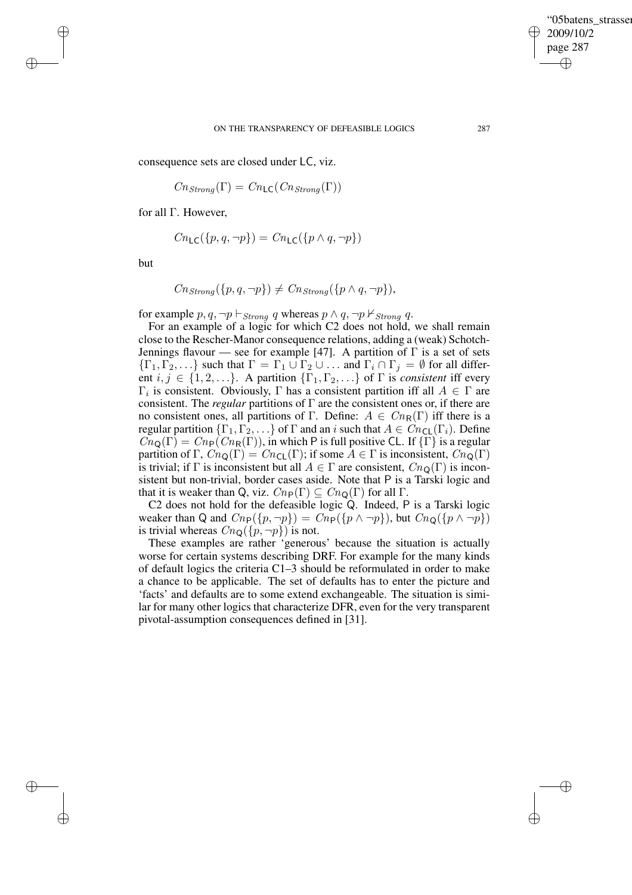consequence sets are closed under LC, viz.

$$Cn_{Strong}(\Gamma) = Cn_{\mathsf{LC}}(Cn_{Strong}(\Gamma))$$

for all $\Gamma$. However,

$$Cn_{\mathsf{LC}}(\{p, q, \neg p\}) = Cn_{\mathsf{LC}}(\{p \wedge q, \neg p\})$$

but

$$Cn_{Strong}(\{p, q, \neg p\}) \neq Cn_{Strong}(\{p \wedge q, \neg p\}),$$

for example $p, q, \neg p \vdash_{Strong} q$ whereas $p \wedge q, \neg p \nvdash_{Strong} q$.

For an example of a logic for which C2 does not hold, we shall remain close to the Rescher-Manor consequence relations, adding a (weak) Schotch-Jennings flavour — see for example [47]. A partition of $\Gamma$ is a set of sets $\{\Gamma_1, \Gamma_2, \ldots\}$ such that $\Gamma = \Gamma_1 \cup \Gamma_2 \cup \ldots$ and $\Gamma_i \cap \Gamma_j = \emptyset$ for all different $i, j \in \{1, 2, \ldots\}$. A partition $\{\Gamma_1, \Gamma_2, \ldots\}$ of $\Gamma$ is *consistent* iff every $\Gamma_i$ is consistent. Obviously, $\Gamma$ has a consistent partition iff all $A \in \Gamma$ are consistent. The *regular* partitions of $\Gamma$ are the consistent ones or, if there are no consistent ones, all partitions of $\Gamma$. Define: $A \in Cn_{\mathsf{R}}(\Gamma)$ iff there is a regular partition $\{\Gamma_1, \Gamma_2, \ldots\}$ of $\Gamma$ and an $i$ such that $A \in Cn_{\mathsf{CL}}(\Gamma_i)$. Define $Cn_{\mathsf{Q}}(\Gamma) = Cn_{\mathsf{P}}(Cn_{\mathsf{R}}(\Gamma))$, in which P is full positive CL. If $\{\Gamma\}$ is a regular partition of $\Gamma$, $Cn_{\mathsf{Q}}(\Gamma) = Cn_{\mathsf{CL}}(\Gamma)$; if some $A \in \Gamma$ is inconsistent, $Cn_{\mathsf{Q}}(\Gamma)$ is trivial; if $\Gamma$ is inconsistent but all $A \in \Gamma$ are consistent, $Cn_{\mathsf{Q}}(\Gamma)$ is inconsistent but non-trivial, border cases aside. Note that P is a Tarski logic and that it is weaker than Q, viz. $Cn_{\mathsf{P}}(\Gamma) \subseteq Cn_{\mathsf{Q}}(\Gamma)$ for all $\Gamma$.

C2 does not hold for the defeasible logic Q. Indeed, P is a Tarski logic weaker than Q and $Cn_{\mathsf{P}}(\{p, \neg p\}) = Cn_{\mathsf{P}}(\{p \wedge \neg p\})$, but $Cn_{\mathsf{Q}}(\{p \wedge \neg p\})$ is trivial whereas $Cn_{\mathsf{Q}}(\{p, \neg p\})$ is not.

These examples are rather 'generous' because the situation is actually worse for certain systems describing DRF. For example for the many kinds of default logics the criteria C1–3 should be reformulated in order to make a chance to be applicable. The set of defaults has to enter the picture and 'facts' and defaults are to some extend exchangeable. The situation is similar for many other logics that characterize DFR, even for the very transparent pivotal-assumption consequences defined in [31].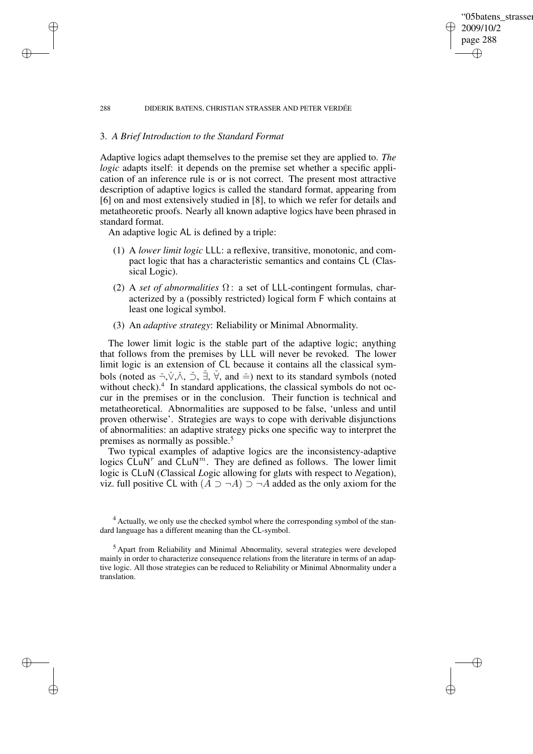### 3. *A Brief Introduction to the Standard Format*

Adaptive logics adapt themselves to the premise set they are applied to. *The logic* adapts itself: it depends on the premise set whether a specific application of an inference rule is or is not correct. The present most attractive description of adaptive logics is called the standard format, appearing from [6] on and most extensively studied in [8], to which we refer for details and metatheoretic proofs. Nearly all known adaptive logics have been phrased in standard format.

An adaptive logic AL is defined by a triple:

(1) A *lower limit logic* LLL: a reflexive, transitive, monotonic, and compact logic that has a characteristic semantics and contains CL (Classical Logic).

(2) A *set of abnormalities* $\Omega$: a set of LLL-contingent formulas, characterized by a (possibly restricted) logical form F which contains at least one logical symbol.

(3) An *adaptive strategy*: Reliability or Minimal Abnormality.

The lower limit logic is the stable part of the adaptive logic; anything that follows from the premises by LLL will never be revoked. The lower limit logic is an extension of CL because it contains all the classical symbols (noted as $\check{\neg}, \check{\vee}, \check{\wedge}, \check{\supset}, \check{\exists}, \check{\forall}$, and $\check{=}$) next to its standard symbols (noted without check).[4] In standard applications, the classical symbols do not occur in the premises or in the conclusion. Their function is technical and metatheoretical. Abnormalities are supposed to be false, 'unless and until proven otherwise'. Strategies are ways to cope with derivable disjunctions of abnormalities: an adaptive strategy picks one specific way to interpret the premises as normally as possible.[5]

Two typical examples of adaptive logics are the inconsistency-adaptive logics $\mathsf{CLuN}^r$ and $\mathsf{CLuN}^m$. They are defined as follows. The lower limit logic is CLuN (*C*lassical *L*ogic allowing for gl*u*ts with respect to *N*egation), viz. full positive CL with $(A \supset \neg A) \supset \neg A$ added as the only axiom for the

[4] Actually, we only use the checked symbol where the corresponding symbol of the standard language has a different meaning than the CL-symbol.

[5] Apart from Reliability and Minimal Abnormality, several strategies were developed mainly in order to characterize consequence relations from the literature in terms of an adaptive logic. All those strategies can be reduced to Reliability or Minimal Abnormality under a translation.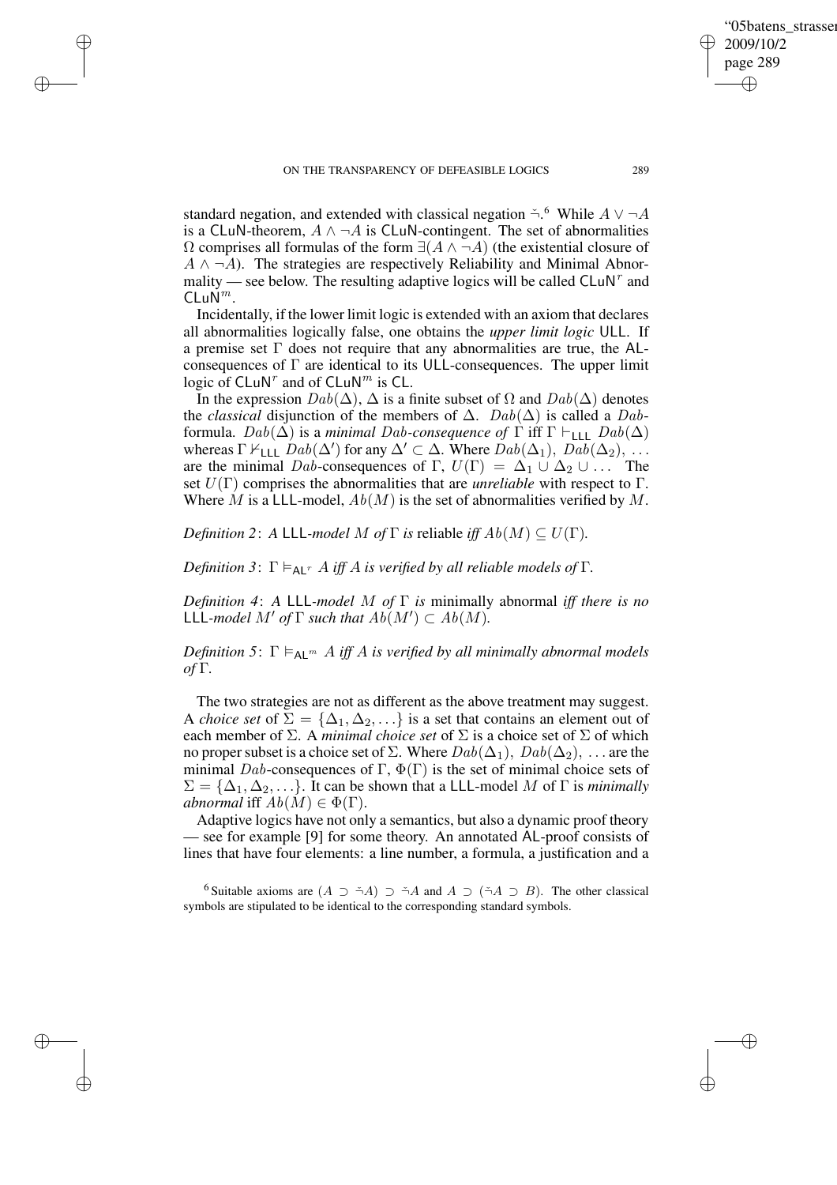standard negation, and extended with classical negation $\check{\neg}$.[6] While $A \vee \neg A$ is a CLuN-theorem, $A \wedge \neg A$ is CLuN-contingent. The set of abnormalities $\Omega$ comprises all formulas of the form $\exists(A \wedge \neg A)$ (the existential closure of $A \wedge \neg A$). The strategies are respectively Reliability and Minimal Abnormality — see below. The resulting adaptive logics will be called $\mathsf{CLuN}^r$ and $\mathsf{CLuN}^m$.

Incidentally, if the lower limit logic is extended with an axiom that declares all abnormalities logically false, one obtains the *upper limit logic* ULL. If a premise set $\Gamma$ does not require that any abnormalities are true, the AL-consequences of $\Gamma$ are identical to its ULL-consequences. The upper limit logic of $\mathsf{CLuN}^r$ and of $\mathsf{CLuN}^m$ is CL.

In the expression $Dab(\Delta)$, $\Delta$ is a finite subset of $\Omega$ and $Dab(\Delta)$ denotes the *classical* disjunction of the members of $\Delta$. $Dab(\Delta)$ is called a $Dab$-formula. $Dab(\Delta)$ is a *minimal $Dab$-consequence of* $\Gamma$ iff $\Gamma \vdash_{\mathsf{LLL}} Dab(\Delta)$ whereas $\Gamma \nvdash_{\mathsf{LLL}} Dab(\Delta')$ for any $\Delta' \subset \Delta$. Where $Dab(\Delta_1)$, $Dab(\Delta_2)$, ... are the minimal $Dab$-consequences of $\Gamma$, $U(\Gamma) = \Delta_1 \cup \Delta_2 \cup \ldots$ The set $U(\Gamma)$ comprises the abnormalities that are *unreliable* with respect to $\Gamma$. Where $M$ is a LLL-model, $Ab(M)$ is the set of abnormalities verified by $M$.

*Definition 2*: *A* LLL*-model* $M$ *of* $\Gamma$ *is* reliable *iff* $Ab(M) \subseteq U(\Gamma)$.

*Definition 3*: $\Gamma \vDash_{\mathsf{AL}^r} A$ *iff* $A$ *is verified by all reliable models of* $\Gamma$.

*Definition 4*: *A* LLL*-model* $M$ *of* $\Gamma$ *is* minimally abnormal *iff there is no* LLL*-model* $M'$ *of* $\Gamma$ *such that* $Ab(M') \subset Ab(M)$.

*Definition 5*: $\Gamma \vDash_{\mathsf{AL}^m} A$ *iff* $A$ *is verified by all minimally abnormal models of* $\Gamma$.

The two strategies are not as different as the above treatment may suggest. A *choice set* of $\Sigma = \{\Delta_1, \Delta_2, \ldots\}$ is a set that contains an element out of each member of $\Sigma$. A *minimal choice set* of $\Sigma$ is a choice set of $\Sigma$ of which no proper subset is a choice set of $\Sigma$. Where $Dab(\Delta_1)$, $Dab(\Delta_2)$, ... are the minimal $Dab$-consequences of $\Gamma$, $\Phi(\Gamma)$ is the set of minimal choice sets of $\Sigma = \{\Delta_1, \Delta_2, \ldots\}$. It can be shown that a LLL-model $M$ of $\Gamma$ is *minimally abnormal* iff $Ab(M) \in \Phi(\Gamma)$.

Adaptive logics have not only a semantics, but also a dynamic proof theory — see for example [9] for some theory. An annotated AL-proof consists of lines that have four elements: a line number, a formula, a justification and a

[6] Suitable axioms are $(A \supset \check{\neg}A) \supset \check{\neg}A$ and $A \supset (\check{\neg}A \supset B)$. The other classical symbols are stipulated to be identical to the corresponding standard symbols.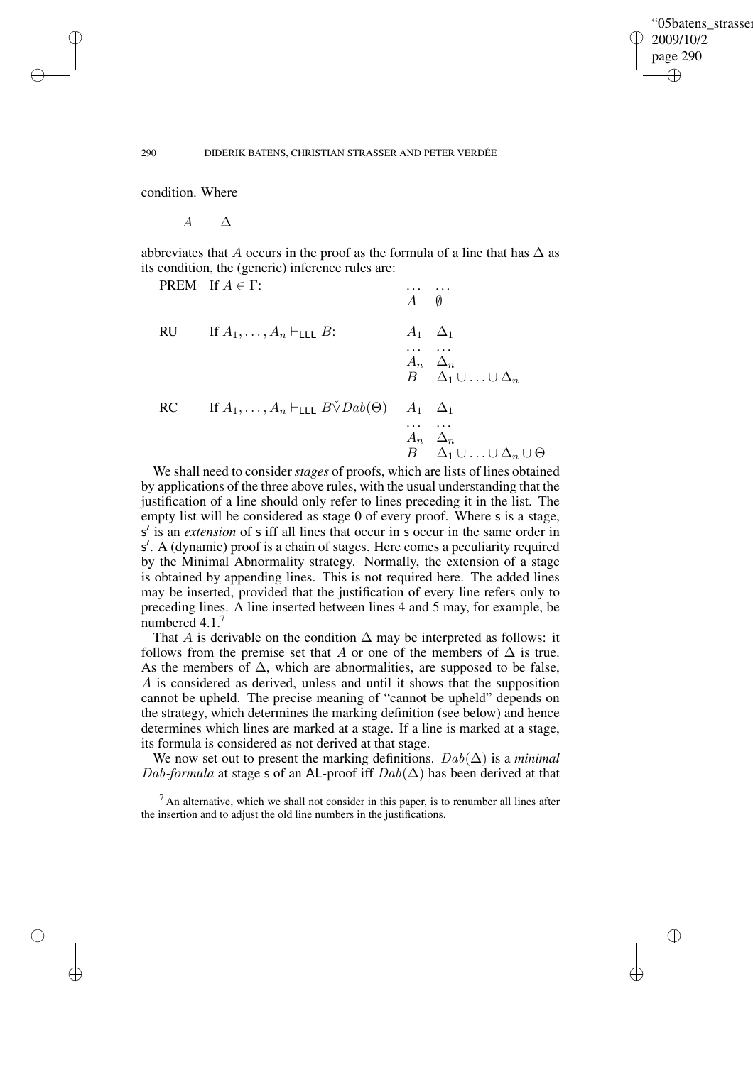condition. Where

$$A \qquad \Delta$$

abbreviates that $A$ occurs in the proof as the formula of a line that has $\Delta$ as its condition, the (generic) inference rules are:

PREM If $A \in \Gamma$:

$$\frac{\begin{array}{ll} \dots & \dots \end{array}}{\begin{array}{ll} A & \emptyset \end{array}}$$

RU If $A_1, \dots, A_n \vdash_{\mathsf{LLL}} B$:

$$\frac{\begin{array}{ll} A_1 & \Delta_1 \\ \dots & \dots \\ A_n & \Delta_n \end{array}}{\begin{array}{ll} B & \Delta_1 \cup \dots \cup \Delta_n \end{array}}$$

RC If $A_1, \dots, A_n \vdash_{\mathsf{LLL}} B \check{\vee} Dab(\Theta)$

$$\frac{\begin{array}{ll} A_1 & \Delta_1 \\ \dots & \dots \\ A_n & \Delta_n \end{array}}{\begin{array}{ll} B & \Delta_1 \cup \dots \cup \Delta_n \cup \Theta \end{array}}$$

We shall need to consider *stages* of proofs, which are lists of lines obtained by applications of the three above rules, with the usual understanding that the justification of a line should only refer to lines preceding it in the list. The empty list will be considered as stage 0 of every proof. Where $\mathsf{s}$ is a stage, $\mathsf{s}'$ is an *extension* of $\mathsf{s}$ iff all lines that occur in $\mathsf{s}$ occur in the same order in $\mathsf{s}'$. A (dynamic) proof is a chain of stages. Here comes a peculiarity required by the Minimal Abnormality strategy. Normally, the extension of a stage is obtained by appending lines. This is not required here. The added lines may be inserted, provided that the justification of every line refers only to preceding lines. A line inserted between lines 4 and 5 may, for example, be numbered 4.1.[7]

That $A$ is derivable on the condition $\Delta$ may be interpreted as follows: it follows from the premise set that $A$ or one of the members of $\Delta$ is true. As the members of $\Delta$, which are abnormalities, are supposed to be false, $A$ is considered as derived, unless and until it shows that the supposition cannot be upheld. The precise meaning of "cannot be upheld" depends on the strategy, which determines the marking definition (see below) and hence determines which lines are marked at a stage. If a line is marked at a stage, its formula is considered as not derived at that stage.

We now set out to present the marking definitions. $Dab(\Delta)$ is a *minimal* $Dab$*-formula* at stage $\mathsf{s}$ of an $\mathsf{AL}$-proof iff $Dab(\Delta)$ has been derived at that

[7] An alternative, which we shall not consider in this paper, is to renumber all lines after the insertion and to adjust the old line numbers in the justifications.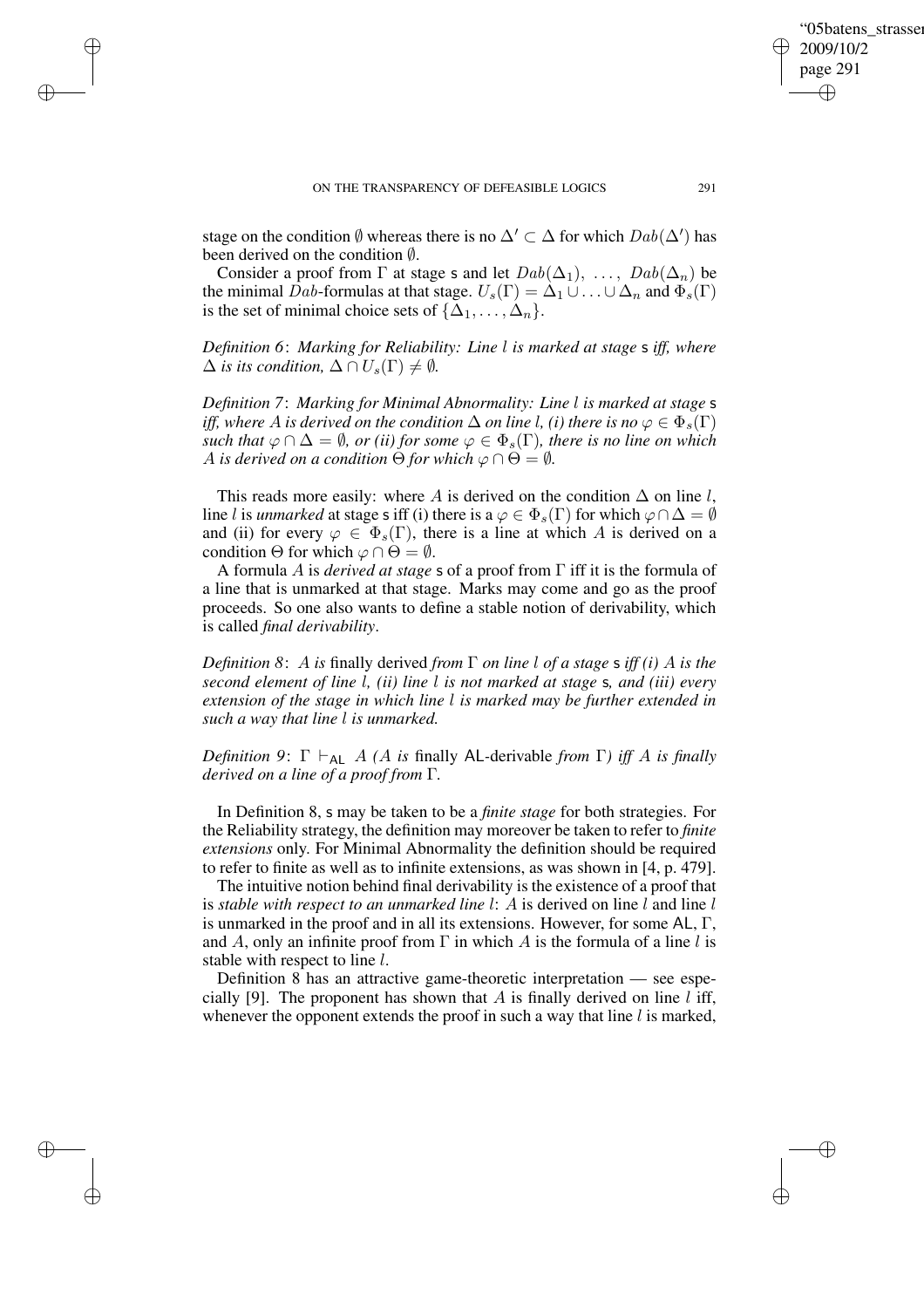stage on the condition $\emptyset$ whereas there is no $\Delta' \subset \Delta$ for which $Dab(\Delta')$ has been derived on the condition $\emptyset$.

Consider a proof from $\Gamma$ at stage s and let $Dab(\Delta_1), \ldots, Dab(\Delta_n)$ be the minimal $Dab$-formulas at that stage. $U_s(\Gamma) = \Delta_1 \cup \ldots \cup \Delta_n$ and $\Phi_s(\Gamma)$ is the set of minimal choice sets of $\{\Delta_1, \ldots, \Delta_n\}$.

*Definition 6*: *Marking for Reliability: Line $l$ is marked at stage* s *iff, where $\Delta$ is its condition, $\Delta \cap U_s(\Gamma) \neq \emptyset$.*

*Definition 7*: *Marking for Minimal Abnormality: Line $l$ is marked at stage* s *iff, where $A$ is derived on the condition $\Delta$ on line $l$, (i) there is no $\varphi \in \Phi_s(\Gamma)$ such that $\varphi \cap \Delta = \emptyset$, or (ii) for some $\varphi \in \Phi_s(\Gamma)$, there is no line on which $A$ is derived on a condition $\Theta$ for which $\varphi \cap \Theta = \emptyset$.*

This reads more easily: where $A$ is derived on the condition $\Delta$ on line $l$, line $l$ is *unmarked* at stage s iff (i) there is a $\varphi \in \Phi_s(\Gamma)$ for which $\varphi \cap \Delta = \emptyset$ and (ii) for every $\varphi \in \Phi_s(\Gamma)$, there is a line at which $A$ is derived on a condition $\Theta$ for which $\varphi \cap \Theta = \emptyset$.

A formula $A$ is *derived at stage* s of a proof from $\Gamma$ iff it is the formula of a line that is unmarked at that stage. Marks may come and go as the proof proceeds. So one also wants to define a stable notion of derivability, which is called *final derivability*.

*Definition 8*: *$A$ is* finally derived *from $\Gamma$ on line $l$ of a stage* s *iff (i) $A$ is the second element of line $l$, (ii) line $l$ is not marked at stage* s*, and (iii) every extension of the stage in which line $l$ is marked may be further extended in such a way that line $l$ is unmarked.*

*Definition 9*: $\Gamma \vdash_{\mathsf{AL}} A$ *($A$ is* finally $\mathsf{AL}$-derivable *from $\Gamma$) iff $A$ is finally derived on a line of a proof from $\Gamma$.*

In Definition 8, s may be taken to be a *finite stage* for both strategies. For the Reliability strategy, the definition may moreover be taken to refer to *finite extensions* only. For Minimal Abnormality the definition should be required to refer to finite as well as to infinite extensions, as was shown in [4, p. 479].

The intuitive notion behind final derivability is the existence of a proof that is *stable with respect to an unmarked line $l$*: $A$ is derived on line $l$ and line $l$ is unmarked in the proof and in all its extensions. However, for some $\mathsf{AL}$, $\Gamma$, and $A$, only an infinite proof from $\Gamma$ in which $A$ is the formula of a line $l$ is stable with respect to line $l$.

Definition 8 has an attractive game-theoretic interpretation — see especially [9]. The proponent has shown that $A$ is finally derived on line $l$ iff, whenever the opponent extends the proof in such a way that line $l$ is marked,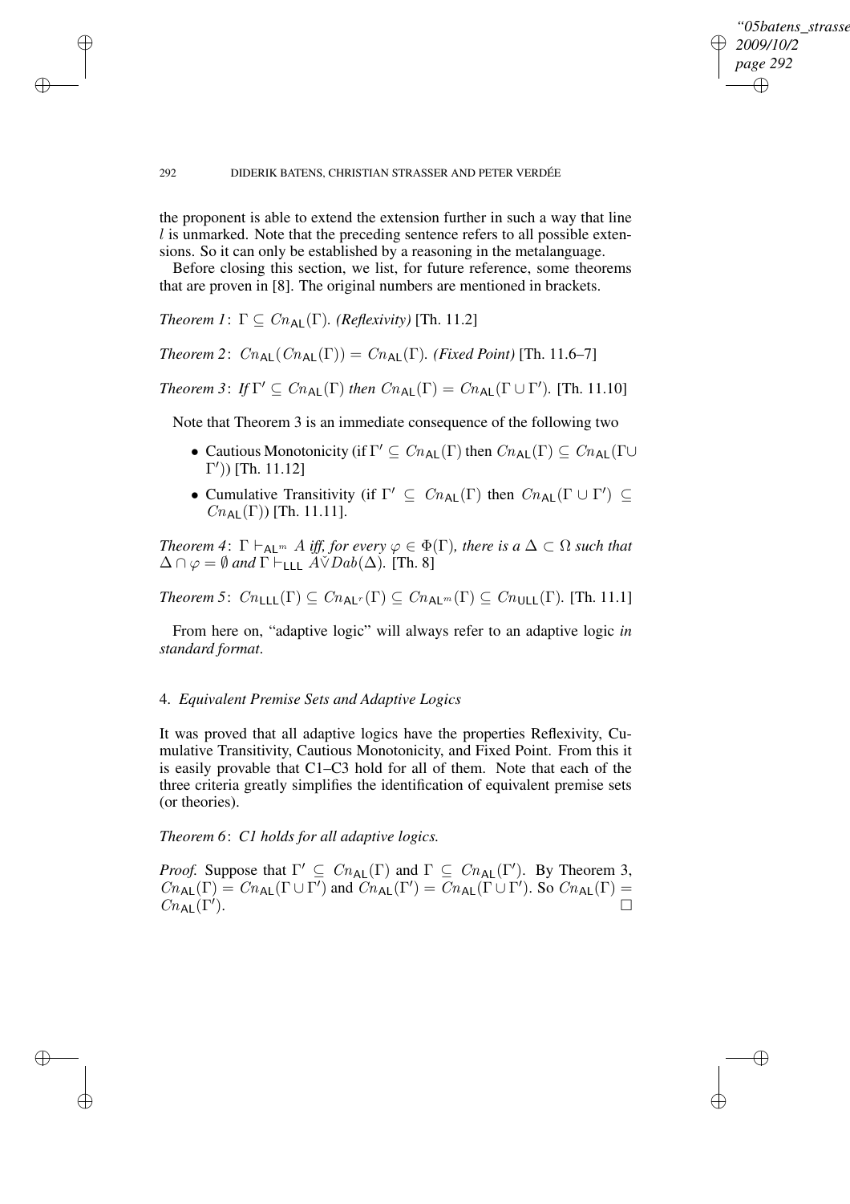the proponent is able to extend the extension further in such a way that line $l$ is unmarked. Note that the preceding sentence refers to all possible extensions. So it can only be established by a reasoning in the metalanguage.

Before closing this section, we list, for future reference, some theorems that are proven in [8]. The original numbers are mentioned in brackets.

*Theorem 1*: $\Gamma \subseteq Cn_{\mathsf{AL}}(\Gamma)$. *(Reflexivity)* [Th. 11.2]

*Theorem 2*: $Cn_{\mathsf{AL}}(Cn_{\mathsf{AL}}(\Gamma)) = Cn_{\mathsf{AL}}(\Gamma)$. *(Fixed Point)* [Th. 11.6–7]

*Theorem 3*: *If* $\Gamma' \subseteq Cn_{\mathsf{AL}}(\Gamma)$ *then* $Cn_{\mathsf{AL}}(\Gamma) = Cn_{\mathsf{AL}}(\Gamma \cup \Gamma')$. [Th. 11.10]

Note that Theorem 3 is an immediate consequence of the following two

- Cautious Monotonicity (if $\Gamma' \subseteq Cn_{\mathsf{AL}}(\Gamma)$ then $Cn_{\mathsf{AL}}(\Gamma) \subseteq Cn_{\mathsf{AL}}(\Gamma \cup \Gamma')$) [Th. 11.12]
- Cumulative Transitivity (if $\Gamma' \subseteq Cn_{\mathsf{AL}}(\Gamma)$ then $Cn_{\mathsf{AL}}(\Gamma \cup \Gamma') \subseteq Cn_{\mathsf{AL}}(\Gamma)$) [Th. 11.11].

*Theorem 4*: $\Gamma \vdash_{\mathsf{AL}^m} A$ *iff, for every* $\varphi \in \Phi(\Gamma)$*, there is a* $\Delta \subset \Omega$ *such that* $\Delta \cap \varphi = \emptyset$ *and* $\Gamma \vdash_{\mathsf{LLL}} A \check{\vee} Dab(\Delta)$. [Th. 8]

*Theorem 5*: $Cn_{\mathsf{LLL}}(\Gamma) \subseteq Cn_{\mathsf{AL}^r}(\Gamma) \subseteq Cn_{\mathsf{AL}^m}(\Gamma) \subseteq Cn_{\mathsf{ULL}}(\Gamma)$. [Th. 11.1]

From here on, "adaptive logic" will always refer to an adaptive logic *in standard format*.

## 4. *Equivalent Premise Sets and Adaptive Logics*

It was proved that all adaptive logics have the properties Reflexivity, Cumulative Transitivity, Cautious Monotonicity, and Fixed Point. From this it is easily provable that C1–C3 hold for all of them. Note that each of the three criteria greatly simplifies the identification of equivalent premise sets (or theories).

*Theorem 6*: *C1 holds for all adaptive logics.*

*Proof.* Suppose that $\Gamma' \subseteq Cn_{\mathsf{AL}}(\Gamma)$ and $\Gamma \subseteq Cn_{\mathsf{AL}}(\Gamma')$. By Theorem 3, $Cn_{\mathsf{AL}}(\Gamma) = Cn_{\mathsf{AL}}(\Gamma \cup \Gamma')$ and $Cn_{\mathsf{AL}}(\Gamma') = Cn_{\mathsf{AL}}(\Gamma \cup \Gamma')$. So $Cn_{\mathsf{AL}}(\Gamma) = Cn_{\mathsf{AL}}(\Gamma')$. □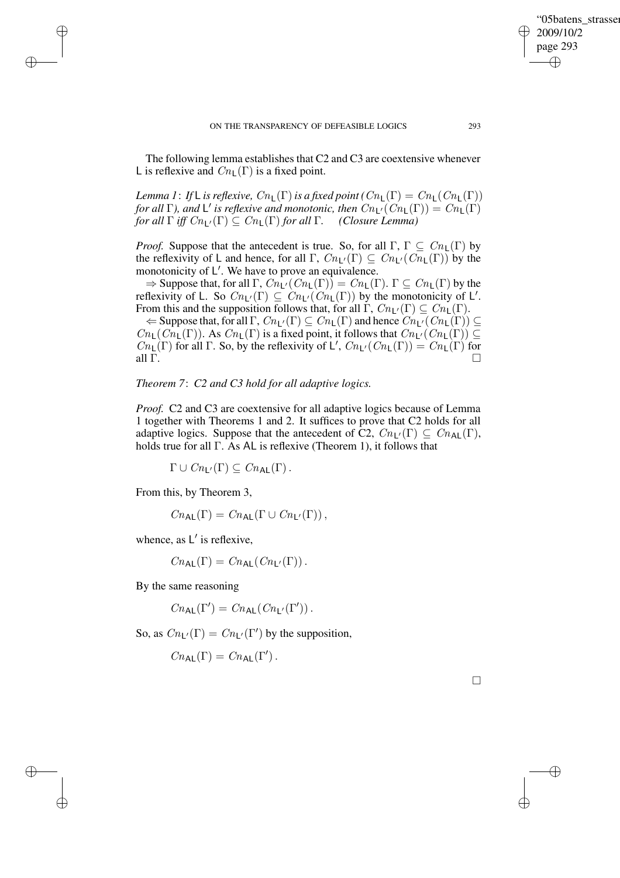The following lemma establishes that C2 and C3 are coextensive whenever $\mathsf{L}$ is reflexive and $Cn_{\mathsf{L}}(\Gamma)$ is a fixed point.

*Lemma 1*: *If* $\mathsf{L}$ *is reflexive,* $Cn_{\mathsf{L}}(\Gamma)$ *is a fixed point (*$Cn_{\mathsf{L}}(\Gamma) = Cn_{\mathsf{L}}(Cn_{\mathsf{L}}(\Gamma))$ *for all* $\Gamma$*), and* $\mathsf{L}'$ *is reflexive and monotonic, then* $Cn_{\mathsf{L}'}(Cn_{\mathsf{L}}(\Gamma)) = Cn_{\mathsf{L}}(\Gamma)$ *for all* $\Gamma$ *iff* $Cn_{\mathsf{L}'}(\Gamma) \subseteq Cn_{\mathsf{L}}(\Gamma)$ *for all* $\Gamma$. *(Closure Lemma)*

*Proof.* Suppose that the antecedent is true. So, for all $\Gamma$, $\Gamma \subseteq Cn_{\mathsf{L}}(\Gamma)$ by the reflexivity of $\mathsf{L}$ and hence, for all $\Gamma$, $Cn_{\mathsf{L}'}(\Gamma) \subseteq Cn_{\mathsf{L}'}(Cn_{\mathsf{L}}(\Gamma))$ by the monotonicity of $\mathsf{L}'$. We have to prove an equivalence.

$\Rightarrow$ Suppose that, for all $\Gamma$, $Cn_{\mathsf{L}'}(Cn_{\mathsf{L}}(\Gamma)) = Cn_{\mathsf{L}}(\Gamma)$. $\Gamma \subseteq Cn_{\mathsf{L}}(\Gamma)$ by the reflexivity of $\mathsf{L}$. So $Cn_{\mathsf{L}'}(\Gamma) \subseteq Cn_{\mathsf{L}'}(Cn_{\mathsf{L}}(\Gamma))$ by the monotonicity of $\mathsf{L}'$. From this and the supposition follows that, for all $\Gamma$, $Cn_{\mathsf{L}'}(\Gamma) \subseteq Cn_{\mathsf{L}}(\Gamma)$.

$\Leftarrow$ Suppose that, for all $\Gamma$, $Cn_{\mathsf{L}'}(\Gamma) \subseteq Cn_{\mathsf{L}}(\Gamma)$ and hence $Cn_{\mathsf{L}'}(Cn_{\mathsf{L}}(\Gamma)) \subseteq Cn_{\mathsf{L}}(Cn_{\mathsf{L}}(\Gamma))$. As $Cn_{\mathsf{L}}(\Gamma)$ is a fixed point, it follows that $Cn_{\mathsf{L}'}(Cn_{\mathsf{L}}(\Gamma)) \subseteq Cn_{\mathsf{L}}(\Gamma)$ for all $\Gamma$. So, by the reflexivity of $\mathsf{L}'$, $Cn_{\mathsf{L}'}(Cn_{\mathsf{L}}(\Gamma)) = Cn_{\mathsf{L}}(\Gamma)$ for all $\Gamma$. □

*Theorem 7*: *C2 and C3 hold for all adaptive logics.*

*Proof.* C2 and C3 are coextensive for all adaptive logics because of Lemma 1 together with Theorems 1 and 2. It suffices to prove that C2 holds for all adaptive logics. Suppose that the antecedent of C2, $Cn_{\mathsf{L}'}(\Gamma) \subseteq Cn_{\mathsf{AL}}(\Gamma)$, holds true for all $\Gamma$. As $\mathsf{AL}$ is reflexive (Theorem 1), it follows that

$$\Gamma \cup Cn_{\mathsf{L}'}(\Gamma) \subseteq Cn_{\mathsf{AL}}(\Gamma) .$$

From this, by Theorem 3,

$$Cn_{\mathsf{AL}}(\Gamma) = Cn_{\mathsf{AL}}(\Gamma \cup Cn_{\mathsf{L}'}(\Gamma)) ,$$

whence, as $\mathsf{L}'$ is reflexive,

$$Cn_{\mathsf{AL}}(\Gamma) = Cn_{\mathsf{AL}}(Cn_{\mathsf{L}'}(\Gamma)) .$$

By the same reasoning

$$Cn_{\mathsf{AL}}(\Gamma') = Cn_{\mathsf{AL}}(Cn_{\mathsf{L}'}(\Gamma')) .$$

So, as $Cn_{\mathsf{L}'}(\Gamma) = Cn_{\mathsf{L}'}(\Gamma')$ by the supposition,

$$Cn_{\mathsf{AL}}(\Gamma) = Cn_{\mathsf{AL}}(\Gamma') .$$

□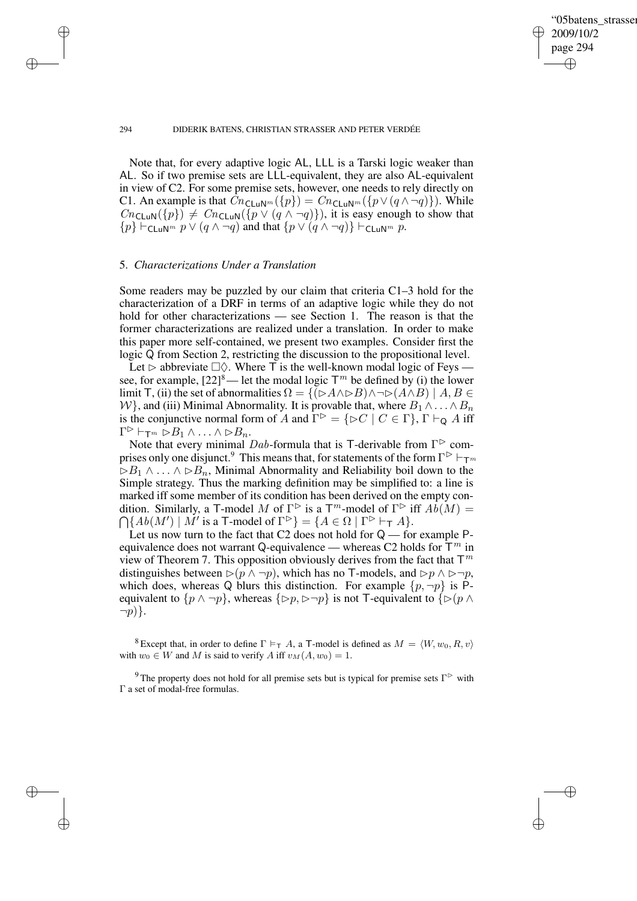Note that, for every adaptive logic AL, LLL is a Tarski logic weaker than AL. So if two premise sets are LLL-equivalent, they are also AL-equivalent in view of C2. For some premise sets, however, one needs to rely directly on C1. An example is that $Cn_{\mathsf{CLuN}^m}(\{p\}) = Cn_{\mathsf{CLuN}^m}(\{p \vee (q \wedge \neg q)\})$. While $Cn_{\mathsf{CLuN}}(\{p\}) \neq Cn_{\mathsf{CLuN}}(\{p \vee (q \wedge \neg q)\})$, it is easy enough to show that $\{p\} \vdash_{\mathsf{CLuN}^m} p \vee (q \wedge \neg q)$ and that $\{p \vee (q \wedge \neg q)\} \vdash_{\mathsf{CLuN}^m} p$.

## 5. *Characterizations Under a Translation*

Some readers may be puzzled by our claim that criteria C1–3 hold for the characterization of a DRF in terms of an adaptive logic while they do not hold for other characterizations — see Section 1. The reason is that the former characterizations are realized under a translation. In order to make this paper more self-contained, we present two examples. Consider first the logic Q from Section 2, restricting the discussion to the propositional level.

Let $\rhd$ abbreviate $\Box\Diamond$. Where T is the well-known modal logic of Feys — see, for example, [22][8] — let the modal logic $\mathsf{T}^m$ be defined by (i) the lower limit T, (ii) the set of abnormalities $\Omega = \{(\rhd A \wedge \rhd B) \wedge \neg\rhd(A \wedge B) \mid A, B \in \mathcal{W}\}$, and (iii) Minimal Abnormality. It is provable that, where $B_1 \wedge \ldots \wedge B_n$ is the conjunctive normal form of $A$ and $\Gamma^{\rhd} = \{\rhd C \mid C \in \Gamma\}$, $\Gamma \vdash_{\mathsf{Q}} A$ iff $\Gamma^{\rhd} \vdash_{\mathsf{T}^m} \rhd B_1 \wedge \ldots \wedge \rhd B_n$.

Note that every minimal $Dab$-formula that is T-derivable from $\Gamma^{\rhd}$ comprises only one disjunct.[9] This means that, for statements of the form $\Gamma^{\rhd} \vdash_{\mathsf{T}^m} \rhd B_1 \wedge \ldots \wedge \rhd B_n$, Minimal Abnormality and Reliability boil down to the Simple strategy. Thus the marking definition may be simplified to: a line is marked iff some member of its condition has been derived on the empty condition. Similarly, a T-model $M$ of $\Gamma^{\rhd}$ is a $\mathsf{T}^m$-model of $\Gamma^{\rhd}$ iff $Ab(M) = \bigcap\{Ab(M') \mid M' \text{ is a T-model of } \Gamma^{\rhd}\} = \{A \in \Omega \mid \Gamma^{\rhd} \vdash_{\mathsf{T}} A\}$.

Let us now turn to the fact that C2 does not hold for Q — for example P-equivalence does not warrant Q-equivalence — whereas C2 holds for $\mathsf{T}^m$ in view of Theorem 7. This opposition obviously derives from the fact that $\mathsf{T}^m$ distinguishes between $\rhd(p \wedge \neg p)$, which has no T-models, and $\rhd p \wedge \rhd\neg p$, which does, whereas Q blurs this distinction. For example $\{p, \neg p\}$ is P-equivalent to $\{p \wedge \neg p\}$, whereas $\{\rhd p, \rhd\neg p\}$ is not T-equivalent to $\{\rhd(p \wedge \neg p)\}$.

[8] Except that, in order to define $\Gamma \vDash_{\mathsf{T}} A$, a T-model is defined as $M = \langle W, w_0, R, v\rangle$ with $w_0 \in W$ and $M$ is said to verify $A$ iff $v_M(A, w_0) = 1$.

[9] The property does not hold for all premise sets but is typical for premise sets $\Gamma^{\rhd}$ with $\Gamma$ a set of modal-free formulas.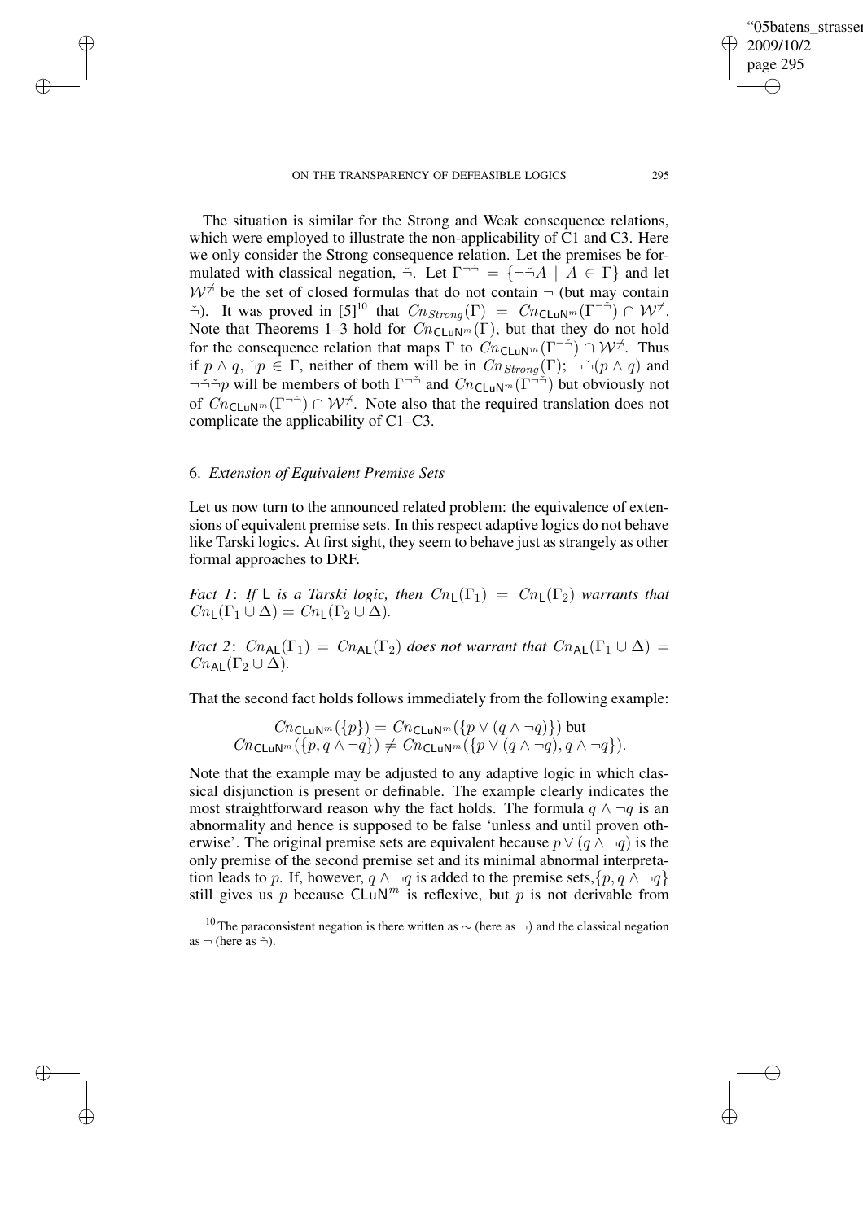The situation is similar for the Strong and Weak consequence relations, which were employed to illustrate the non-applicability of C1 and C3. Here we only consider the Strong consequence relation. Let the premises be formulated with classical negation, $\check{\neg}$. Let $\Gamma^{\neg\check{\neg}} = \{\neg\check{\neg}A \mid A \in \Gamma\}$ and let $\mathcal{W}^{\not\neg}$ be the set of closed formulas that do not contain $\neg$ (but may contain $\check{\neg}$). It was proved in [5][10] that $Cn_{Strong}(\Gamma) = Cn_{\mathsf{CLuN}^m}(\Gamma^{\neg\check{\neg}}) \cap \mathcal{W}^{\not\neg}$. Note that Theorems 1–3 hold for $Cn_{\mathsf{CLuN}^m}(\Gamma)$, but that they do not hold for the consequence relation that maps $\Gamma$ to $Cn_{\mathsf{CLuN}^m}(\Gamma^{\neg\check{\neg}}) \cap \mathcal{W}^{\not\neg}$. Thus if $p \wedge q, \check{\neg}p \in \Gamma$, neither of them will be in $Cn_{Strong}(\Gamma)$; $\neg\check{\neg}(p \wedge q)$ and $\neg\check{\neg}\check{\neg}p$ will be members of both $\Gamma^{\neg\check{\neg}}$ and $Cn_{\mathsf{CLuN}^m}(\Gamma^{\neg\check{\neg}})$ but obviously not of $Cn_{\mathsf{CLuN}^m}(\Gamma^{\neg\check{\neg}}) \cap \mathcal{W}^{\not\neg}$. Note also that the required translation does not complicate the applicability of C1–C3.

## 6. *Extension of Equivalent Premise Sets*

Let us now turn to the announced related problem: the equivalence of extensions of equivalent premise sets. In this respect adaptive logics do not behave like Tarski logics. At first sight, they seem to behave just as strangely as other formal approaches to DRF.

*Fact 1*: *If* $\mathsf{L}$ *is a Tarski logic, then* $Cn_{\mathsf{L}}(\Gamma_1) = Cn_{\mathsf{L}}(\Gamma_2)$ *warrants that* $Cn_{\mathsf{L}}(\Gamma_1 \cup \Delta) = Cn_{\mathsf{L}}(\Gamma_2 \cup \Delta)$.

*Fact 2*: $Cn_{\mathsf{AL}}(\Gamma_1) = Cn_{\mathsf{AL}}(\Gamma_2)$ *does not warrant that* $Cn_{\mathsf{AL}}(\Gamma_1 \cup \Delta) = Cn_{\mathsf{AL}}(\Gamma_2 \cup \Delta)$.

That the second fact holds follows immediately from the following example:

$$Cn_{\mathsf{CLuN}^m}(\{p\}) = Cn_{\mathsf{CLuN}^m}(\{p \vee (q \wedge \neg q)\}) \text{ but}$$
$$Cn_{\mathsf{CLuN}^m}(\{p, q \wedge \neg q\}) \neq Cn_{\mathsf{CLuN}^m}(\{p \vee (q \wedge \neg q), q \wedge \neg q\}).$$

Note that the example may be adjusted to any adaptive logic in which classical disjunction is present or definable. The example clearly indicates the most straightforward reason why the fact holds. The formula $q \wedge \neg q$ is an abnormality and hence is supposed to be false 'unless and until proven otherwise'. The original premise sets are equivalent because $p \vee (q \wedge \neg q)$ is the only premise of the second premise set and its minimal abnormal interpretation leads to $p$. If, however, $q \wedge \neg q$ is added to the premise sets, $\{p, q \wedge \neg q\}$ still gives us $p$ because $\mathsf{CLuN}^m$ is reflexive, but $p$ is not derivable from

[10] The paraconsistent negation is there written as $\sim$ (here as $\neg$) and the classical negation as $\neg$ (here as $\check{\neg}$).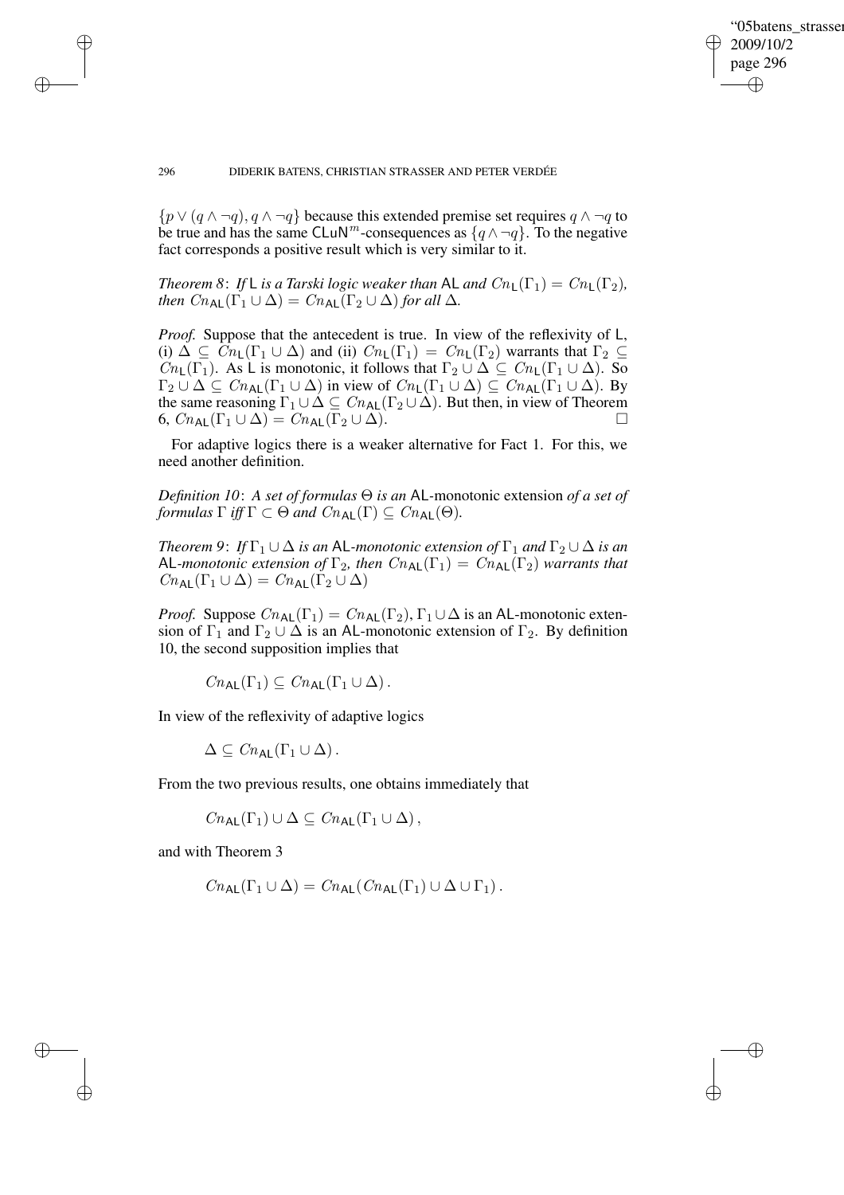$\{p \vee (q \wedge \neg q), q \wedge \neg q\}$ because this extended premise set requires $q \wedge \neg q$ to be true and has the same $\mathsf{CLuN}^m$-consequences as $\{q \wedge \neg q\}$. To the negative fact corresponds a positive result which is very similar to it.

*Theorem 8*: *If* $\mathsf{L}$ *is a Tarski logic weaker than* $\mathsf{AL}$ *and* $Cn_{\mathsf{L}}(\Gamma_1) = Cn_{\mathsf{L}}(\Gamma_2)$*, then* $Cn_{\mathsf{AL}}(\Gamma_1 \cup \Delta) = Cn_{\mathsf{AL}}(\Gamma_2 \cup \Delta)$ *for all* $\Delta$.

*Proof.* Suppose that the antecedent is true. In view of the reflexivity of $\mathsf{L}$, (i) $\Delta \subseteq Cn_{\mathsf{L}}(\Gamma_1 \cup \Delta)$ and (ii) $Cn_{\mathsf{L}}(\Gamma_1) = Cn_{\mathsf{L}}(\Gamma_2)$ warrants that $\Gamma_2 \subseteq Cn_{\mathsf{L}}(\Gamma_1)$. As $\mathsf{L}$ is monotonic, it follows that $\Gamma_2 \cup \Delta \subseteq Cn_{\mathsf{L}}(\Gamma_1 \cup \Delta)$. So $\Gamma_2 \cup \Delta \subseteq Cn_{\mathsf{AL}}(\Gamma_1 \cup \Delta)$ in view of $Cn_{\mathsf{L}}(\Gamma_1 \cup \Delta) \subseteq Cn_{\mathsf{AL}}(\Gamma_1 \cup \Delta)$. By the same reasoning $\Gamma_1 \cup \Delta \subseteq Cn_{\mathsf{AL}}(\Gamma_2 \cup \Delta)$. But then, in view of Theorem 6, $Cn_{\mathsf{AL}}(\Gamma_1 \cup \Delta) = Cn_{\mathsf{AL}}(\Gamma_2 \cup \Delta)$. □

For adaptive logics there is a weaker alternative for Fact 1. For this, we need another definition.

*Definition 10*: *A set of formulas* $\Theta$ *is an* $\mathsf{AL}$-monotonic extension *of a set of formulas* $\Gamma$ *iff* $\Gamma \subset \Theta$ *and* $Cn_{\mathsf{AL}}(\Gamma) \subseteq Cn_{\mathsf{AL}}(\Theta)$.

*Theorem 9*: *If* $\Gamma_1 \cup \Delta$ *is an* $\mathsf{AL}$*-monotonic extension of* $\Gamma_1$ *and* $\Gamma_2 \cup \Delta$ *is an* $\mathsf{AL}$*-monotonic extension of* $\Gamma_2$*, then* $Cn_{\mathsf{AL}}(\Gamma_1) = Cn_{\mathsf{AL}}(\Gamma_2)$ *warrants that* $Cn_{\mathsf{AL}}(\Gamma_1 \cup \Delta) = Cn_{\mathsf{AL}}(\Gamma_2 \cup \Delta)$

*Proof.* Suppose $Cn_{\mathsf{AL}}(\Gamma_1) = Cn_{\mathsf{AL}}(\Gamma_2)$, $\Gamma_1 \cup \Delta$ is an $\mathsf{AL}$-monotonic extension of $\Gamma_1$ and $\Gamma_2 \cup \Delta$ is an $\mathsf{AL}$-monotonic extension of $\Gamma_2$. By definition 10, the second supposition implies that

$$Cn_{\mathsf{AL}}(\Gamma_1) \subseteq Cn_{\mathsf{AL}}(\Gamma_1 \cup \Delta).$$

In view of the reflexivity of adaptive logics

$$\Delta \subseteq Cn_{\mathsf{AL}}(\Gamma_1 \cup \Delta).$$

From the two previous results, one obtains immediately that

$$Cn_{\mathsf{AL}}(\Gamma_1) \cup \Delta \subseteq Cn_{\mathsf{AL}}(\Gamma_1 \cup \Delta),$$

and with Theorem 3

$$Cn_{\mathsf{AL}}(\Gamma_1 \cup \Delta) = Cn_{\mathsf{AL}}(Cn_{\mathsf{AL}}(\Gamma_1) \cup \Delta \cup \Gamma_1).$$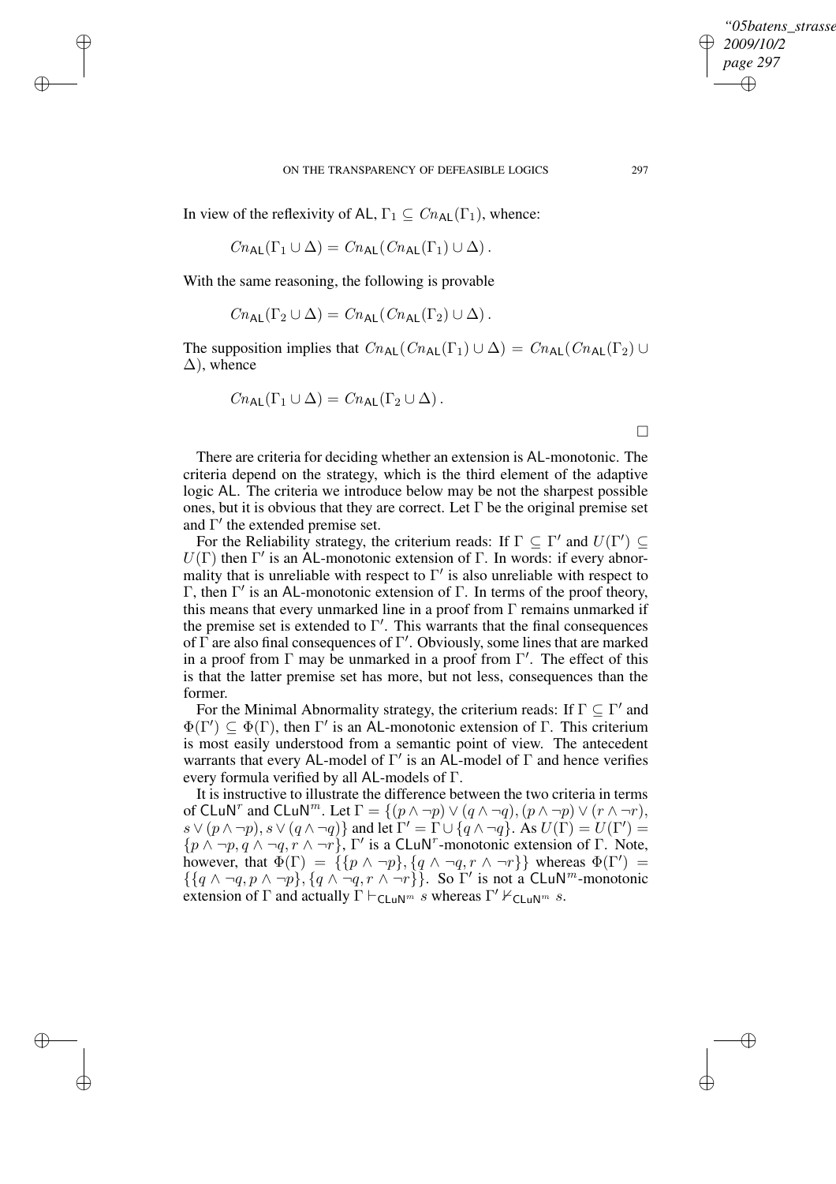In view of the reflexivity of AL, $\Gamma_1 \subseteq Cn_{\mathsf{AL}}(\Gamma_1)$, whence:

$$Cn_{\mathsf{AL}}(\Gamma_1 \cup \Delta) = Cn_{\mathsf{AL}}(Cn_{\mathsf{AL}}(\Gamma_1) \cup \Delta)\,.$$

With the same reasoning, the following is provable

$$Cn_{\mathsf{AL}}(\Gamma_2 \cup \Delta) = Cn_{\mathsf{AL}}(Cn_{\mathsf{AL}}(\Gamma_2) \cup \Delta)\,.$$

The supposition implies that $Cn_{\mathsf{AL}}(Cn_{\mathsf{AL}}(\Gamma_1) \cup \Delta) = Cn_{\mathsf{AL}}(Cn_{\mathsf{AL}}(\Gamma_2) \cup \Delta)$, whence

$$Cn_{\mathsf{AL}}(\Gamma_1 \cup \Delta) = Cn_{\mathsf{AL}}(\Gamma_2 \cup \Delta)\,.$$

□

There are criteria for deciding whether an extension is AL-monotonic. The criteria depend on the strategy, which is the third element of the adaptive logic AL. The criteria we introduce below may be not the sharpest possible ones, but it is obvious that they are correct. Let $\Gamma$ be the original premise set and $\Gamma'$ the extended premise set.

For the Reliability strategy, the criterium reads: If $\Gamma \subseteq \Gamma'$ and $U(\Gamma') \subseteq U(\Gamma)$ then $\Gamma'$ is an AL-monotonic extension of $\Gamma$. In words: if every abnormality that is unreliable with respect to $\Gamma'$ is also unreliable with respect to $\Gamma$, then $\Gamma'$ is an AL-monotonic extension of $\Gamma$. In terms of the proof theory, this means that every unmarked line in a proof from $\Gamma$ remains unmarked if the premise set is extended to $\Gamma'$. This warrants that the final consequences of $\Gamma$ are also final consequences of $\Gamma'$. Obviously, some lines that are marked in a proof from $\Gamma$ may be unmarked in a proof from $\Gamma'$. The effect of this is that the latter premise set has more, but not less, consequences than the former.

For the Minimal Abnormality strategy, the criterium reads: If $\Gamma \subseteq \Gamma'$ and $\Phi(\Gamma') \subseteq \Phi(\Gamma)$, then $\Gamma'$ is an AL-monotonic extension of $\Gamma$. This criterium is most easily understood from a semantic point of view. The antecedent warrants that every AL-model of $\Gamma'$ is an AL-model of $\Gamma$ and hence verifies every formula verified by all AL-models of $\Gamma$.

It is instructive to illustrate the difference between the two criteria in terms of $\mathsf{CLuN}^r$ and $\mathsf{CLuN}^m$. Let $\Gamma = \{(p \wedge \neg p) \vee (q \wedge \neg q), (p \wedge \neg p) \vee (r \wedge \neg r), s \vee (p \wedge \neg p), s \vee (q \wedge \neg q)\}$ and let $\Gamma' = \Gamma \cup \{q \wedge \neg q\}$. As $U(\Gamma) = U(\Gamma') = \{p \wedge \neg p, q \wedge \neg q, r \wedge \neg r\}$, $\Gamma'$ is a $\mathsf{CLuN}^r$-monotonic extension of $\Gamma$. Note, however, that $\Phi(\Gamma) = \{\{p \wedge \neg p\}, \{q \wedge \neg q, r \wedge \neg r\}\}$ whereas $\Phi(\Gamma') = \{\{q \wedge \neg q, p \wedge \neg p\}, \{q \wedge \neg q, r \wedge \neg r\}\}$. So $\Gamma'$ is not a $\mathsf{CLuN}^m$-monotonic extension of $\Gamma$ and actually $\Gamma \vdash_{\mathsf{CLuN}^m} s$ whereas $\Gamma' \nvdash_{\mathsf{CLuN}^m} s$.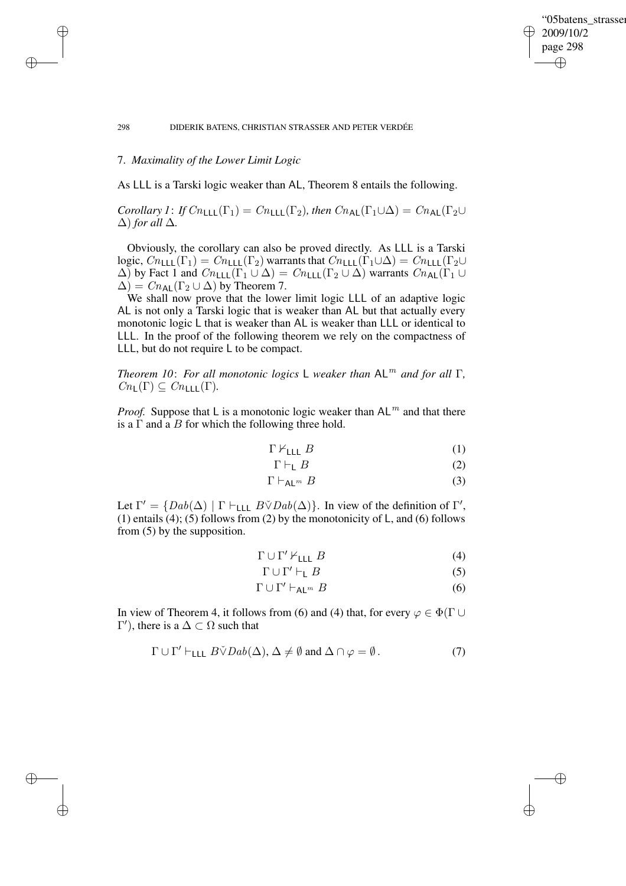## 7. *Maximality of the Lower Limit Logic*

As LLL is a Tarski logic weaker than AL, Theorem 8 entails the following.

*Corollary 1*: *If* $Cn_{\mathsf{LLL}}(\Gamma_1) = Cn_{\mathsf{LLL}}(\Gamma_2)$*, then* $Cn_{\mathsf{AL}}(\Gamma_1 \cup \Delta) = Cn_{\mathsf{AL}}(\Gamma_2 \cup \Delta)$ *for all* $\Delta$.

Obviously, the corollary can also be proved directly. As LLL is a Tarski logic, $Cn_{\mathsf{LLL}}(\Gamma_1) = Cn_{\mathsf{LLL}}(\Gamma_2)$ warrants that $Cn_{\mathsf{LLL}}(\Gamma_1 \cup \Delta) = Cn_{\mathsf{LLL}}(\Gamma_2 \cup \Delta)$ by Fact 1 and $Cn_{\mathsf{LLL}}(\Gamma_1 \cup \Delta) = Cn_{\mathsf{LLL}}(\Gamma_2 \cup \Delta)$ warrants $Cn_{\mathsf{AL}}(\Gamma_1 \cup \Delta) = Cn_{\mathsf{AL}}(\Gamma_2 \cup \Delta)$ by Theorem 7.

We shall now prove that the lower limit logic LLL of an adaptive logic AL is not only a Tarski logic that is weaker than AL but that actually every monotonic logic L that is weaker than AL is weaker than LLL or identical to LLL. In the proof of the following theorem we rely on the compactness of LLL, but do not require L to be compact.

*Theorem 10*: *For all monotonic logics* L *weaker than* $\mathsf{AL}^m$ *and for all* $\Gamma$, $Cn_{\mathsf{L}}(\Gamma) \subseteq Cn_{\mathsf{LLL}}(\Gamma)$.

*Proof.* Suppose that L is a monotonic logic weaker than $\mathsf{AL}^m$ and that there is a $\Gamma$ and a $B$ for which the following three hold.

$$\Gamma \nvdash_{\mathsf{LLL}} B \tag{1}$$

$$\Gamma \vdash_{\mathsf{L}} B \tag{2}$$

$$\Gamma \vdash_{\mathsf{AL}^m} B \tag{3}$$

Let $\Gamma' = \{Dab(\Delta) \mid \Gamma \vdash_{\mathsf{LLL}} B \check{\vee} Dab(\Delta)\}$. In view of the definition of $\Gamma'$, (1) entails (4); (5) follows from (2) by the monotonicity of L, and (6) follows from (5) by the supposition.

$$\Gamma \cup \Gamma' \nvdash_{\mathsf{LLL}} B \tag{4}$$

$$\Gamma \cup \Gamma' \vdash_{\mathsf{L}} B \tag{5}$$

$$\Gamma \cup \Gamma' \vdash_{\mathsf{AL}^m} B \tag{6}$$

In view of Theorem 4, it follows from (6) and (4) that, for every $\varphi \in \Phi(\Gamma \cup \Gamma')$, there is a $\Delta \subset \Omega$ such that

$$\Gamma \cup \Gamma' \vdash_{\mathsf{LLL}} B \check{\vee} Dab(\Delta),\ \Delta \neq \emptyset \text{ and } \Delta \cap \varphi = \emptyset\,. \tag{7}$$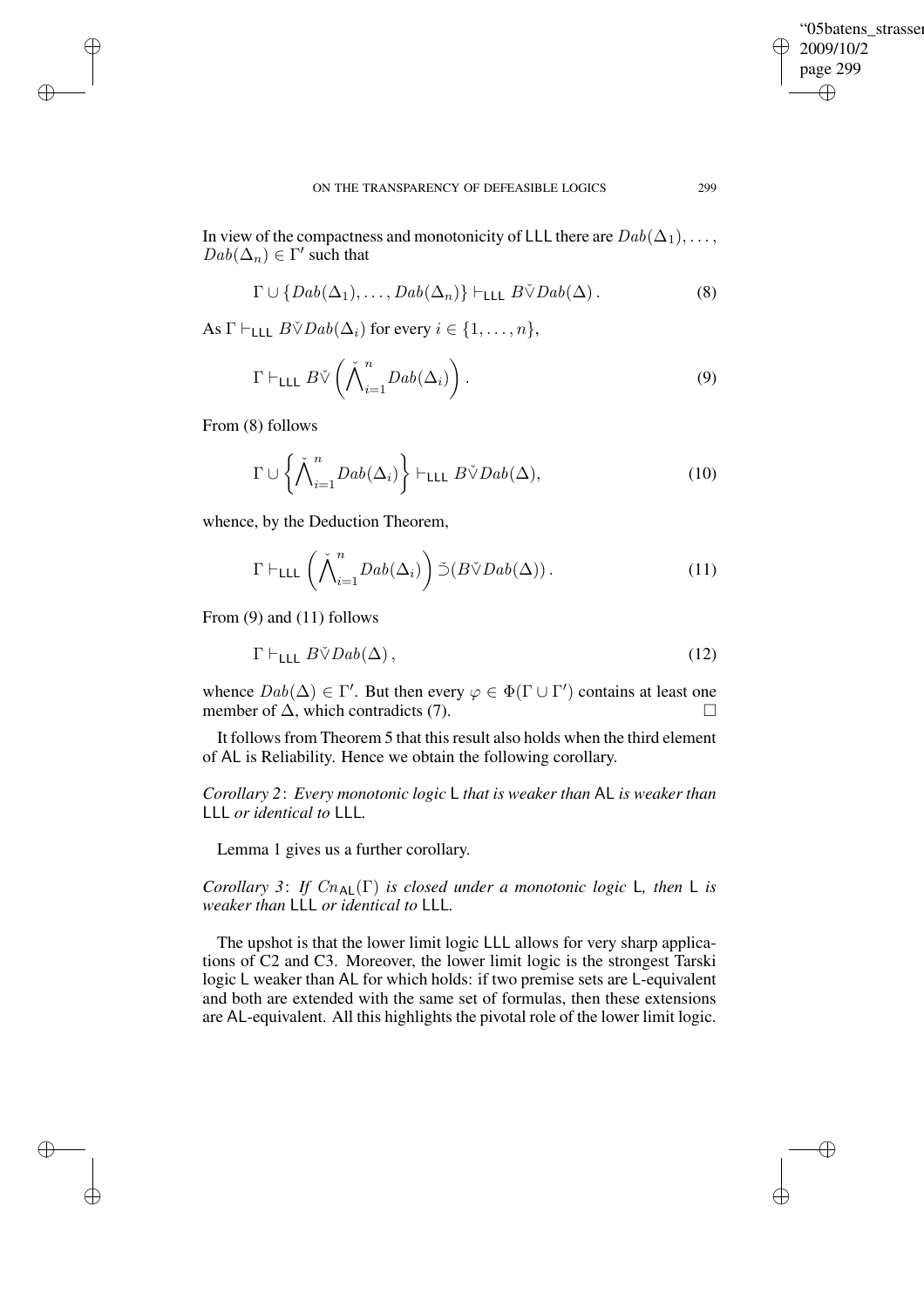In view of the compactness and monotonicity of LLL there are $Dab(\Delta_1), \ldots, Dab(\Delta_n) \in \Gamma'$ such that

$$\Gamma \cup \{Dab(\Delta_1), \ldots, Dab(\Delta_n)\} \vdash_{\mathsf{LLL}} B \check{\vee} Dab(\Delta)\,. \tag{8}$$

As $\Gamma \vdash_{\mathsf{LLL}} B \check{\vee} Dab(\Delta_i)$ for every $i \in \{1, \ldots, n\}$,

$$\Gamma \vdash_{\mathsf{LLL}} B \check{\vee} \left( \check{\bigwedge}_{i=1}^{n} Dab(\Delta_i) \right). \tag{9}$$

From (8) follows

$$\Gamma \cup \left\{ \check{\bigwedge}_{i=1}^{n} Dab(\Delta_i) \right\} \vdash_{\mathsf{LLL}} B \check{\vee} Dab(\Delta), \tag{10}$$

whence, by the Deduction Theorem,

$$\Gamma \vdash_{\mathsf{LLL}} \left( \check{\bigwedge}_{i=1}^{n} Dab(\Delta_i) \right) \check{\supset} (B \check{\vee} Dab(\Delta))\,. \tag{11}$$

From (9) and (11) follows

$$\Gamma \vdash_{\mathsf{LLL}} B \check{\vee} Dab(\Delta)\,, \tag{12}$$

whence $Dab(\Delta) \in \Gamma'$. But then every $\varphi \in \Phi(\Gamma \cup \Gamma')$ contains at least one member of $\Delta$, which contradicts (7). □

It follows from Theorem 5 that this result also holds when the third element of AL is Reliability. Hence we obtain the following corollary.

*Corollary 2*: *Every monotonic logic* L *that is weaker than* AL *is weaker than* LLL *or identical to* LLL*.*

Lemma 1 gives us a further corollary.

*Corollary 3*: *If* $Cn_{\mathsf{AL}}(\Gamma)$ *is closed under a monotonic logic* L*, then* L *is weaker than* LLL *or identical to* LLL*.*

The upshot is that the lower limit logic LLL allows for very sharp applications of C2 and C3. Moreover, the lower limit logic is the strongest Tarski logic L weaker than AL for which holds: if two premise sets are L-equivalent and both are extended with the same set of formulas, then these extensions are AL-equivalent. All this highlights the pivotal role of the lower limit logic.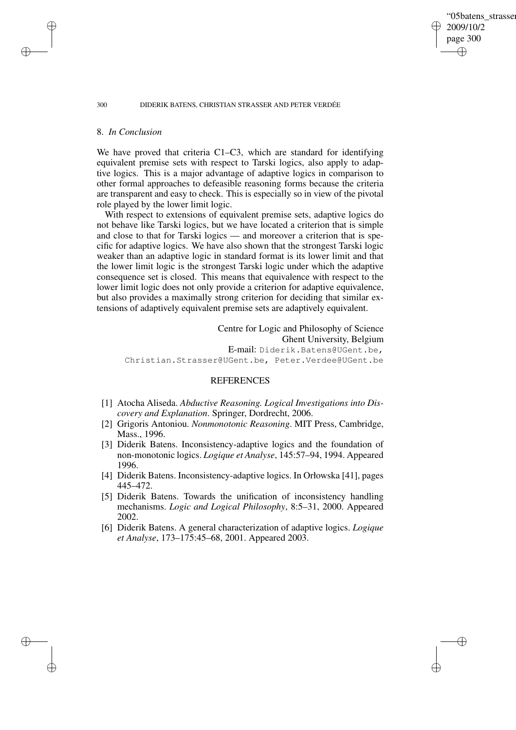## 8. *In Conclusion*

We have proved that criteria C1–C3, which are standard for identifying equivalent premise sets with respect to Tarski logics, also apply to adaptive logics. This is a major advantage of adaptive logics in comparison to other formal approaches to defeasible reasoning forms because the criteria are transparent and easy to check. This is especially so in view of the pivotal role played by the lower limit logic.

With respect to extensions of equivalent premise sets, adaptive logics do not behave like Tarski logics, but we have located a criterion that is simple and close to that for Tarski logics — and moreover a criterion that is specific for adaptive logics. We have also shown that the strongest Tarski logic weaker than an adaptive logic in standard format is its lower limit and that the lower limit logic is the strongest Tarski logic under which the adaptive consequence set is closed. This means that equivalence with respect to the lower limit logic does not only provide a criterion for adaptive equivalence, but also provides a maximally strong criterion for deciding that similar extensions of adaptively equivalent premise sets are adaptively equivalent.

Centre for Logic and Philosophy of Science
Ghent University, Belgium
E-mail: Diderik.Batens@UGent.be,
Christian.Strasser@UGent.be, Peter.Verdee@UGent.be

## REFERENCES

[1] Atocha Aliseda. *Abductive Reasoning. Logical Investigations into Discovery and Explanation*. Springer, Dordrecht, 2006.

[2] Grigoris Antoniou. *Nonmonotonic Reasoning*. MIT Press, Cambridge, Mass., 1996.

[3] Diderik Batens. Inconsistency-adaptive logics and the foundation of non-monotonic logics. *Logique et Analyse*, 145:57–94, 1994. Appeared 1996.

[4] Diderik Batens. Inconsistency-adaptive logics. In Orłowska [41], pages 445–472.

[5] Diderik Batens. Towards the unification of inconsistency handling mechanisms. *Logic and Logical Philosophy*, 8:5–31, 2000. Appeared 2002.

[6] Diderik Batens. A general characterization of adaptive logics. *Logique et Analyse*, 173–175:45–68, 2001. Appeared 2003.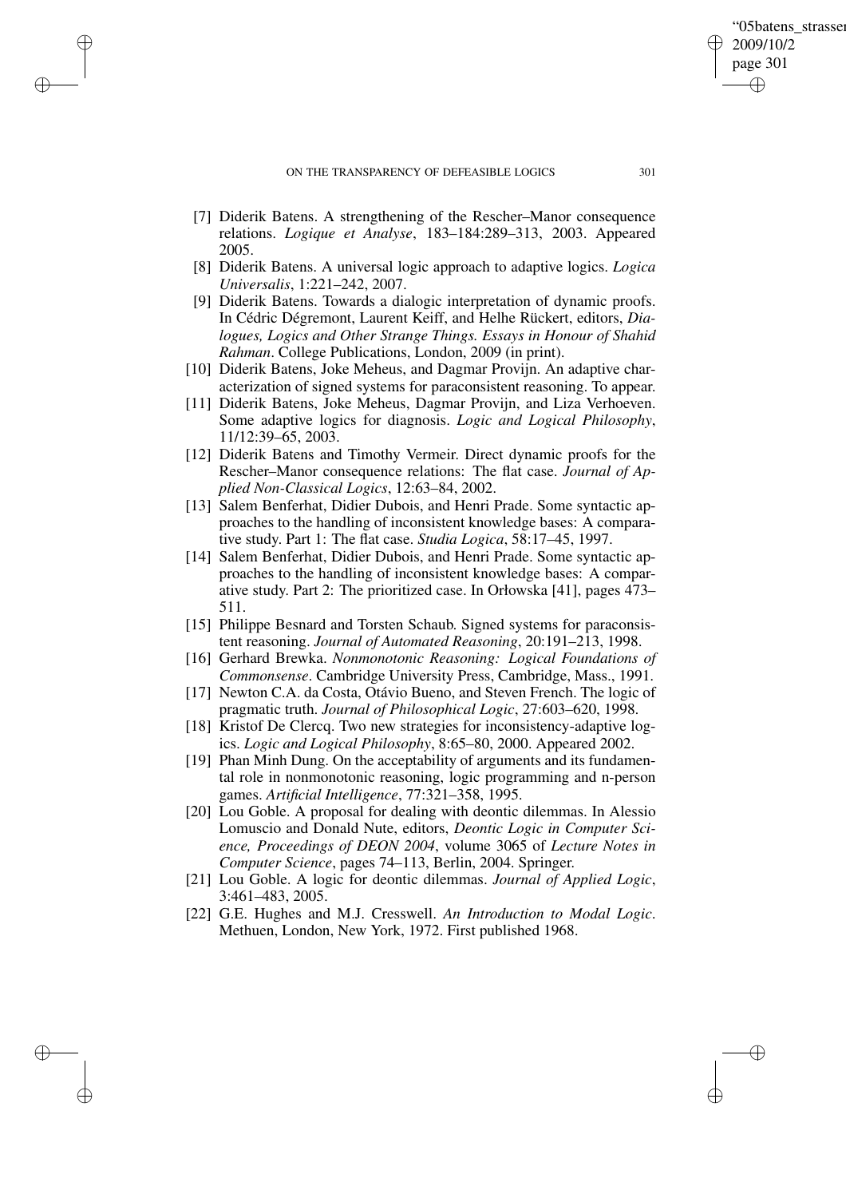[7] Diderik Batens. A strengthening of the Rescher–Manor consequence relations. *Logique et Analyse*, 183–184:289–313, 2003. Appeared 2005.

[8] Diderik Batens. A universal logic approach to adaptive logics. *Logica Universalis*, 1:221–242, 2007.

[9] Diderik Batens. Towards a dialogic interpretation of dynamic proofs. In Cédric Dégremont, Laurent Keiff, and Helhe Rückert, editors, *Dialogues, Logics and Other Strange Things. Essays in Honour of Shahid Rahman*. College Publications, London, 2009 (in print).

[10] Diderik Batens, Joke Meheus, and Dagmar Provijn. An adaptive characterization of signed systems for paraconsistent reasoning. To appear.

[11] Diderik Batens, Joke Meheus, Dagmar Provijn, and Liza Verhoeven. Some adaptive logics for diagnosis. *Logic and Logical Philosophy*, 11/12:39–65, 2003.

[12] Diderik Batens and Timothy Vermeir. Direct dynamic proofs for the Rescher–Manor consequence relations: The flat case. *Journal of Applied Non-Classical Logics*, 12:63–84, 2002.

[13] Salem Benferhat, Didier Dubois, and Henri Prade. Some syntactic approaches to the handling of inconsistent knowledge bases: A comparative study. Part 1: The flat case. *Studia Logica*, 58:17–45, 1997.

[14] Salem Benferhat, Didier Dubois, and Henri Prade. Some syntactic approaches to the handling of inconsistent knowledge bases: A comparative study. Part 2: The prioritized case. In Orłowska [41], pages 473–511.

[15] Philippe Besnard and Torsten Schaub. Signed systems for paraconsistent reasoning. *Journal of Automated Reasoning*, 20:191–213, 1998.

[16] Gerhard Brewka. *Nonmonotonic Reasoning: Logical Foundations of Commonsense*. Cambridge University Press, Cambridge, Mass., 1991.

[17] Newton C.A. da Costa, Otávio Bueno, and Steven French. The logic of pragmatic truth. *Journal of Philosophical Logic*, 27:603–620, 1998.

[18] Kristof De Clercq. Two new strategies for inconsistency-adaptive logics. *Logic and Logical Philosophy*, 8:65–80, 2000. Appeared 2002.

[19] Phan Minh Dung. On the acceptability of arguments and its fundamental role in nonmonotonic reasoning, logic programming and n-person games. *Artificial Intelligence*, 77:321–358, 1995.

[20] Lou Goble. A proposal for dealing with deontic dilemmas. In Alessio Lomuscio and Donald Nute, editors, *Deontic Logic in Computer Science, Proceedings of DEON 2004*, volume 3065 of *Lecture Notes in Computer Science*, pages 74–113, Berlin, 2004. Springer.

[21] Lou Goble. A logic for deontic dilemmas. *Journal of Applied Logic*, 3:461–483, 2005.

[22] G.E. Hughes and M.J. Cresswell. *An Introduction to Modal Logic*. Methuen, London, New York, 1972. First published 1968.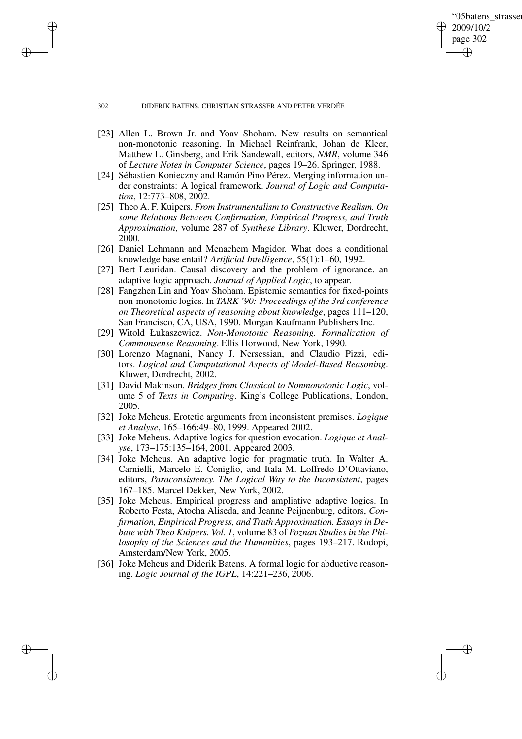[23] Allen L. Brown Jr. and Yoav Shoham. New results on semantical non-monotonic reasoning. In Michael Reinfrank, Johan de Kleer, Matthew L. Ginsberg, and Erik Sandewall, editors, *NMR*, volume 346 of *Lecture Notes in Computer Science*, pages 19–26. Springer, 1988.

[24] Sébastien Konieczny and Ramón Pino Pérez. Merging information under constraints: A logical framework. *Journal of Logic and Computation*, 12:773–808, 2002.

[25] Theo A. F. Kuipers. *From Instrumentalism to Constructive Realism. On some Relations Between Confirmation, Empirical Progress, and Truth Approximation*, volume 287 of *Synthese Library*. Kluwer, Dordrecht, 2000.

[26] Daniel Lehmann and Menachem Magidor. What does a conditional knowledge base entail? *Artificial Intelligence*, 55(1):1–60, 1992.

[27] Bert Leuridan. Causal discovery and the problem of ignorance. an adaptive logic approach. *Journal of Applied Logic*, to appear.

[28] Fangzhen Lin and Yoav Shoham. Epistemic semantics for fixed-points non-monotonic logics. In *TARK '90: Proceedings of the 3rd conference on Theoretical aspects of reasoning about knowledge*, pages 111–120, San Francisco, CA, USA, 1990. Morgan Kaufmann Publishers Inc.

[29] Witold Łukaszewicz. *Non-Monotonic Reasoning. Formalization of Commonsense Reasoning*. Ellis Horwood, New York, 1990.

[30] Lorenzo Magnani, Nancy J. Nersessian, and Claudio Pizzi, editors. *Logical and Computational Aspects of Model-Based Reasoning*. Kluwer, Dordrecht, 2002.

[31] David Makinson. *Bridges from Classical to Nonmonotonic Logic*, volume 5 of *Texts in Computing*. King's College Publications, London, 2005.

[32] Joke Meheus. Erotetic arguments from inconsistent premises. *Logique et Analyse*, 165–166:49–80, 1999. Appeared 2002.

[33] Joke Meheus. Adaptive logics for question evocation. *Logique et Analyse*, 173–175:135–164, 2001. Appeared 2003.

[34] Joke Meheus. An adaptive logic for pragmatic truth. In Walter A. Carnielli, Marcelo E. Coniglio, and Itala M. Loffredo D'Ottaviano, editors, *Paraconsistency. The Logical Way to the Inconsistent*, pages 167–185. Marcel Dekker, New York, 2002.

[35] Joke Meheus. Empirical progress and ampliative adaptive logics. In Roberto Festa, Atocha Aliseda, and Jeanne Peijnenburg, editors, *Confirmation, Empirical Progress, and Truth Approximation. Essays in Debate with Theo Kuipers. Vol. 1*, volume 83 of *Poznan Studies in the Philosophy of the Sciences and the Humanities*, pages 193–217. Rodopi, Amsterdam/New York, 2005.

[36] Joke Meheus and Diderik Batens. A formal logic for abductive reasoning. *Logic Journal of the IGPL*, 14:221–236, 2006.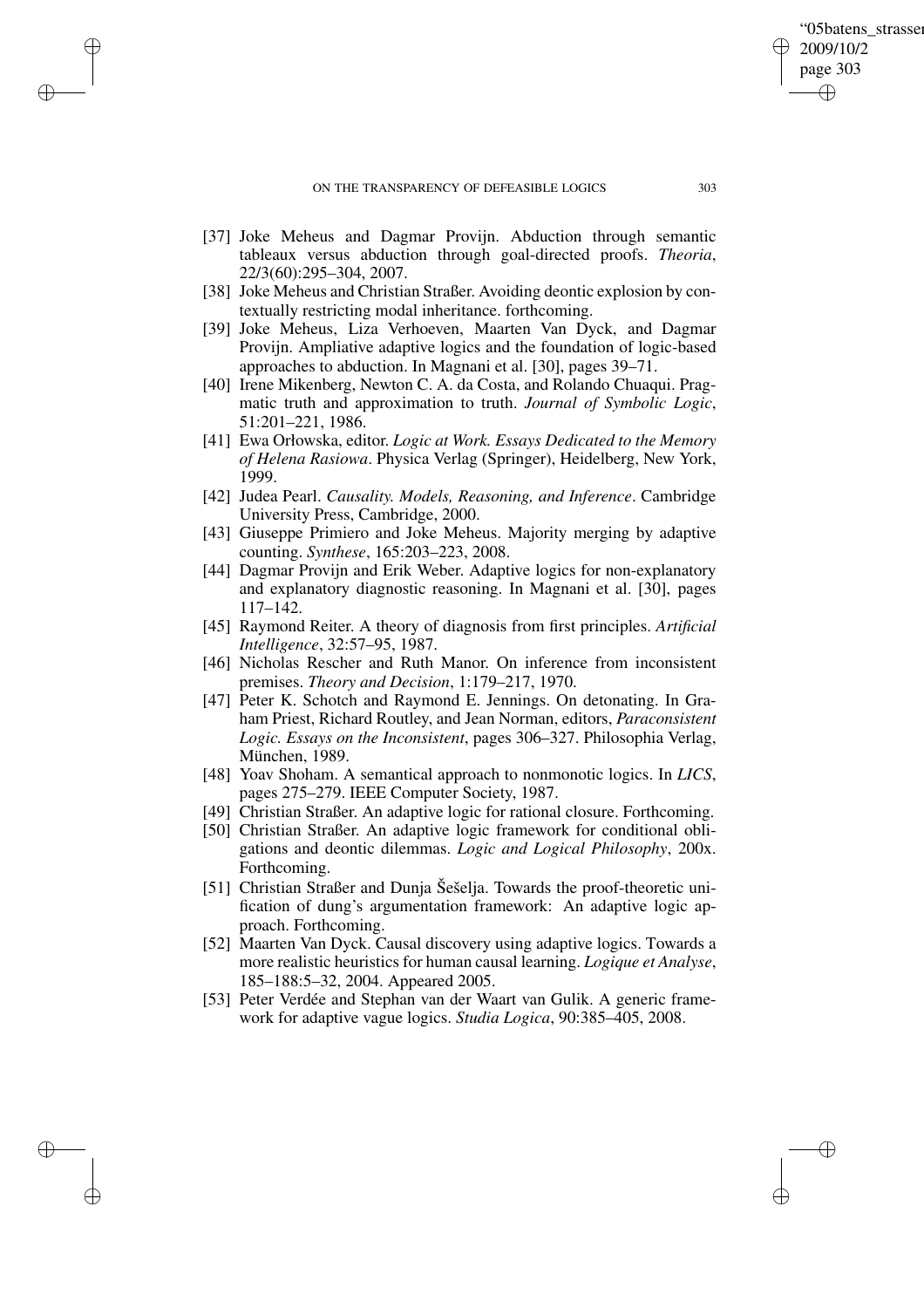[37] Joke Meheus and Dagmar Provijn. Abduction through semantic tableaux versus abduction through goal-directed proofs. *Theoria*, 22/3(60):295–304, 2007.

[38] Joke Meheus and Christian Straßer. Avoiding deontic explosion by contextually restricting modal inheritance. forthcoming.

[39] Joke Meheus, Liza Verhoeven, Maarten Van Dyck, and Dagmar Provijn. Ampliative adaptive logics and the foundation of logic-based approaches to abduction. In Magnani et al. [30], pages 39–71.

[40] Irene Mikenberg, Newton C. A. da Costa, and Rolando Chuaqui. Pragmatic truth and approximation to truth. *Journal of Symbolic Logic*, 51:201–221, 1986.

[41] Ewa Orłowska, editor. *Logic at Work. Essays Dedicated to the Memory of Helena Rasiowa*. Physica Verlag (Springer), Heidelberg, New York, 1999.

[42] Judea Pearl. *Causality. Models, Reasoning, and Inference*. Cambridge University Press, Cambridge, 2000.

[43] Giuseppe Primiero and Joke Meheus. Majority merging by adaptive counting. *Synthese*, 165:203–223, 2008.

[44] Dagmar Provijn and Erik Weber. Adaptive logics for non-explanatory and explanatory diagnostic reasoning. In Magnani et al. [30], pages 117–142.

[45] Raymond Reiter. A theory of diagnosis from first principles. *Artificial Intelligence*, 32:57–95, 1987.

[46] Nicholas Rescher and Ruth Manor. On inference from inconsistent premises. *Theory and Decision*, 1:179–217, 1970.

[47] Peter K. Schotch and Raymond E. Jennings. On detonating. In Graham Priest, Richard Routley, and Jean Norman, editors, *Paraconsistent Logic. Essays on the Inconsistent*, pages 306–327. Philosophia Verlag, München, 1989.

[48] Yoav Shoham. A semantical approach to nonmonotic logics. In *LICS*, pages 275–279. IEEE Computer Society, 1987.

[49] Christian Straßer. An adaptive logic for rational closure. Forthcoming.

[50] Christian Straßer. An adaptive logic framework for conditional obligations and deontic dilemmas. *Logic and Logical Philosophy*, 200x. Forthcoming.

[51] Christian Straßer and Dunja Šešelja. Towards the proof-theoretic unification of dung's argumentation framework: An adaptive logic approach. Forthcoming.

[52] Maarten Van Dyck. Causal discovery using adaptive logics. Towards a more realistic heuristics for human causal learning. *Logique et Analyse*, 185–188:5–32, 2004. Appeared 2005.

[53] Peter Verdée and Stephan van der Waart van Gulik. A generic framework for adaptive vague logics. *Studia Logica*, 90:385–405, 2008.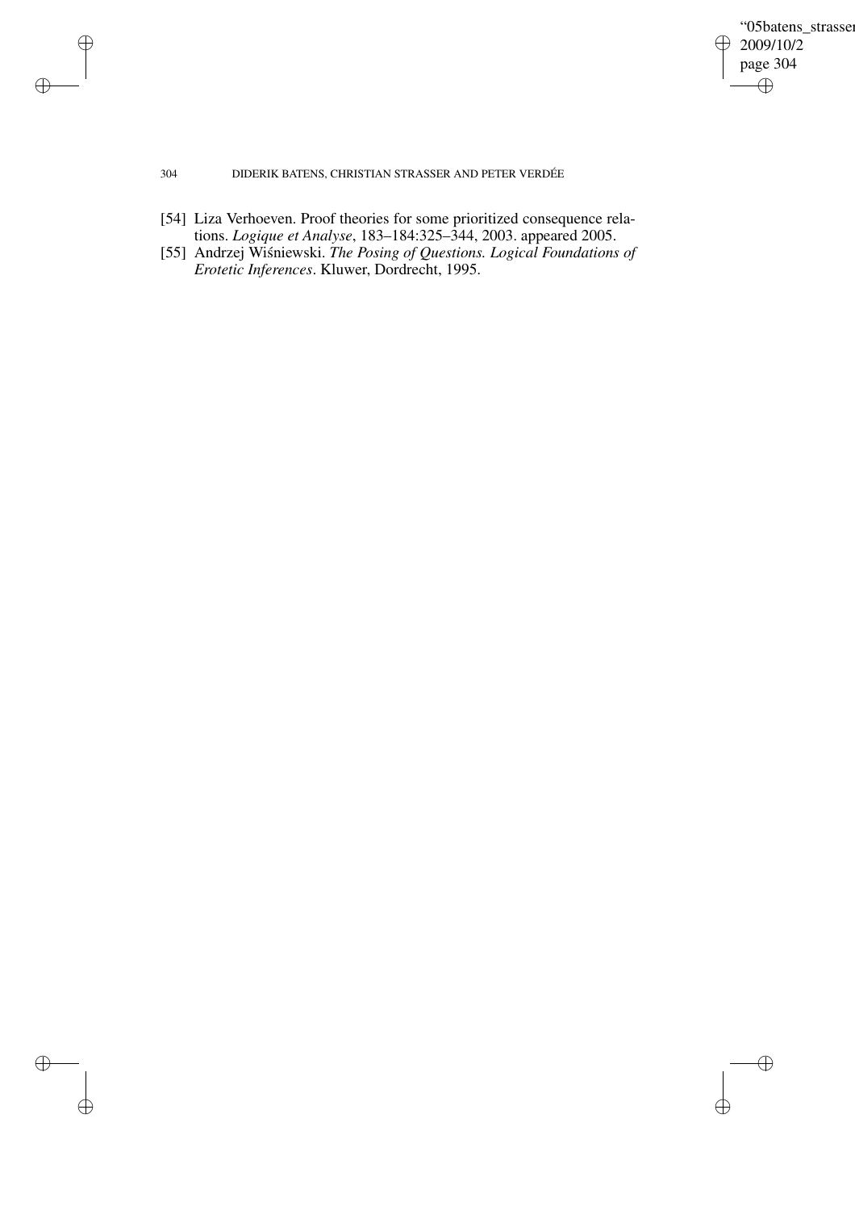[54] Liza Verhoeven. Proof theories for some prioritized consequence relations. *Logique et Analyse*, 183–184:325–344, 2003. appeared 2005.

[55] Andrzej Wiśniewski. *The Posing of Questions. Logical Foundations of Erotetic Inferences*. Kluwer, Dordrecht, 1995.